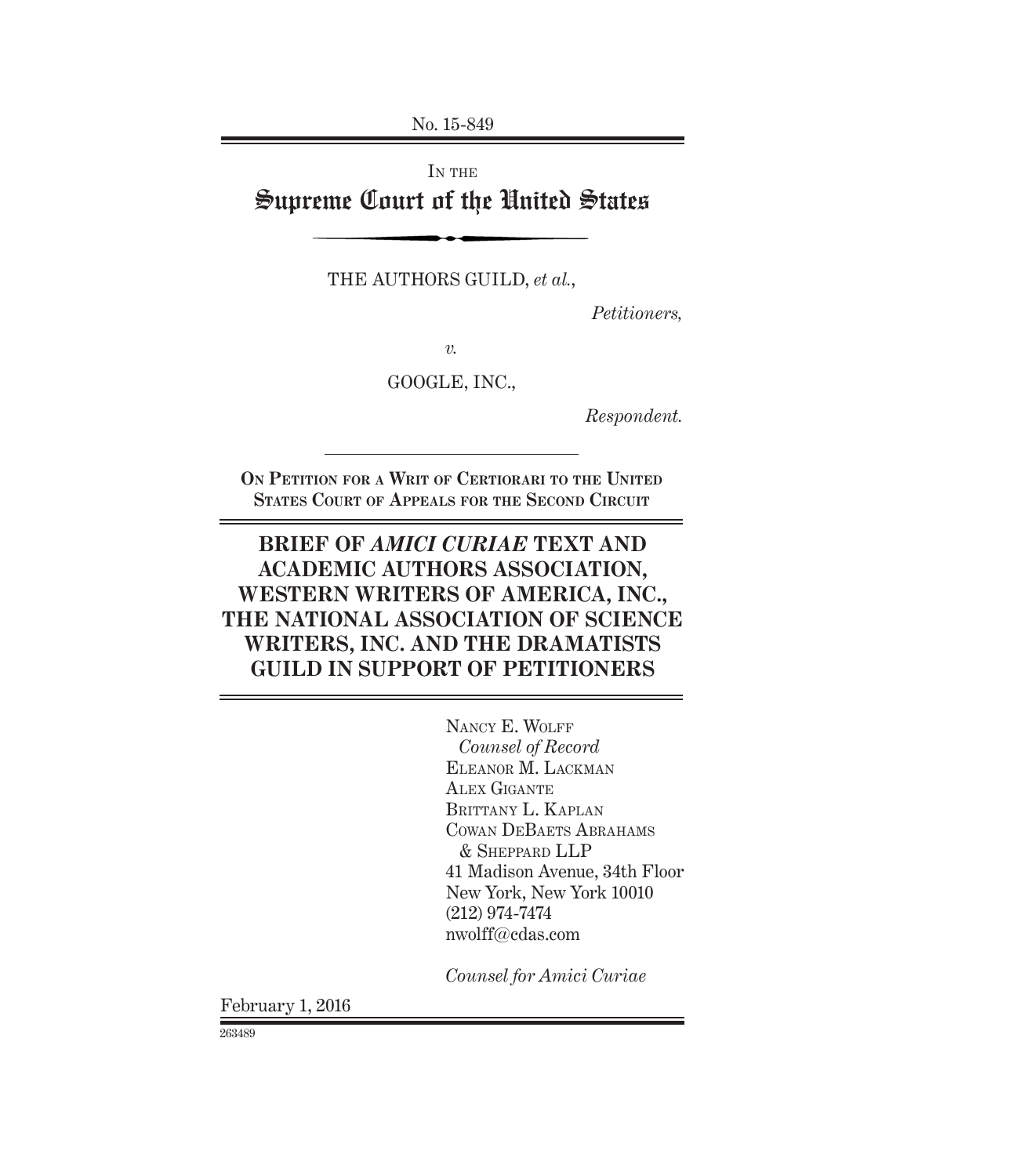No. 15-849

IN THE

# Supreme Court of the United States

THE AUTHORS GUILD, *et al.*,

*Petitioners,*

*v.*

GOOGLE, INC.,

*Respondent.*

---

**ON PETITION FOR A WRIT OF CERTIORARI TO THE UNITED STATES COURT OF APPEALS FOR THE SECOND CIRCUIT**

## BRIEF OF *AMICI CURIAE* TEXT AND ACADEMIC AUTHORS ASSOCIATION, WESTERN WRITERS OF AMERICA, INC., THE NATIONAL ASSOCIATION OF SCIENCE WRITERS, INC. AND THE DRAMATISTS GUILD IN SUPPORT OF PETITIONERS

NANCY E. WOLFF
*Counsel of Record*
ELEANOR M. LACKMAN
ALEX GIGANTE
BRITTANY L. KAPLAN
COWAN DEBAETS ABRAHAMS & SHEPPARD LLP
41 Madison Avenue, 34th Floor
New York, New York 10010
(212) 974-7474
nwolff@cdas.com

*Counsel for Amici Curiae*

February 1, 2016

263489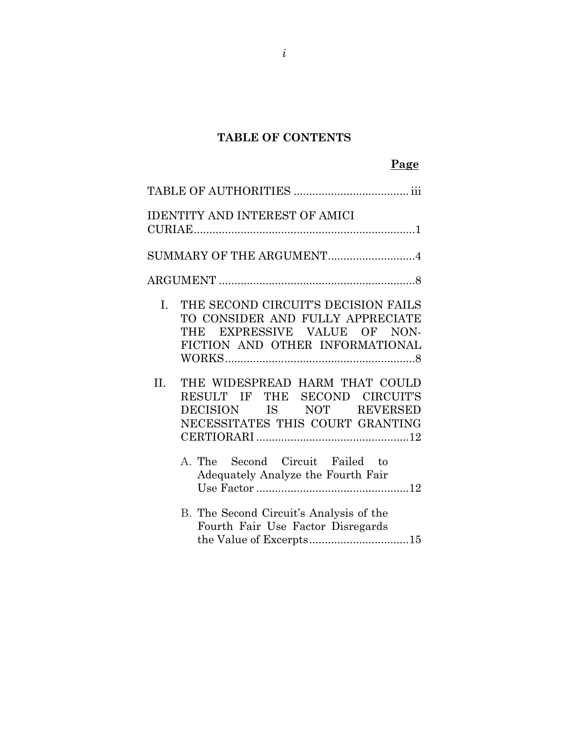## TABLE OF CONTENTS

| | Page |
|---|---|
| TABLE OF AUTHORITIES | iii |
| IDENTITY AND INTEREST OF AMICI CURIAE | 1 |
| SUMMARY OF THE ARGUMENT | 4 |
| ARGUMENT | 8 |
| I. THE SECOND CIRCUIT'S DECISION FAILS TO CONSIDER AND FULLY APPRECIATE THE EXPRESSIVE VALUE OF NON-FICTION AND OTHER INFORMATIONAL WORKS | 8 |
| II. THE WIDESPREAD HARM THAT COULD RESULT IF THE SECOND CIRCUIT'S DECISION IS NOT REVERSED NECESSITATES THIS COURT GRANTING CERTIORARI | 12 |
| A. The Second Circuit Failed to Adequately Analyze the Fourth Fair Use Factor | 12 |
| B. The Second Circuit's Analysis of the Fourth Fair Use Factor Disregards the Value of Excerpts | 15 |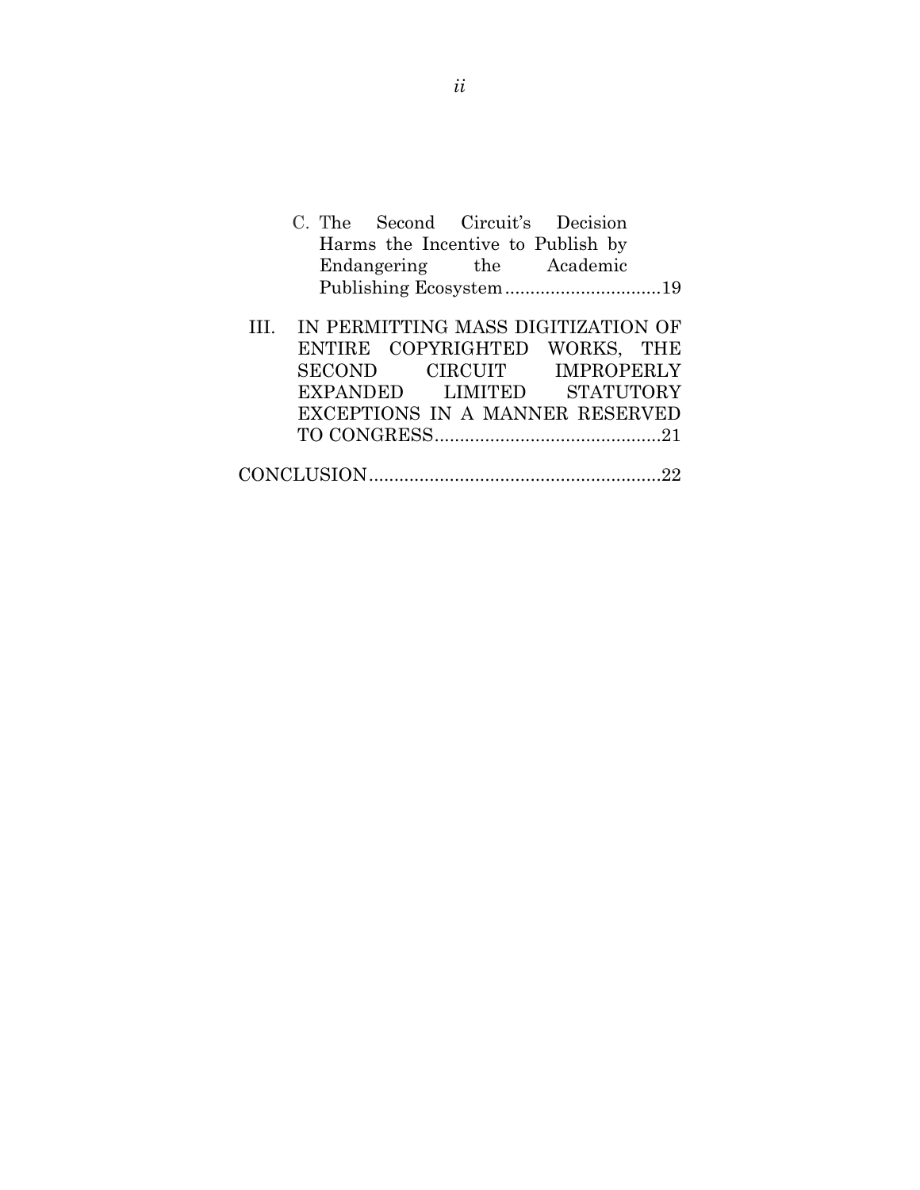C. The Second Circuit's Decision Harms the Incentive to Publish by Endangering the Academic Publishing Ecosystem ..............................19

III. IN PERMITTING MASS DIGITIZATION OF ENTIRE COPYRIGHTED WORKS, THE SECOND CIRCUIT IMPROPERLY EXPANDED LIMITED STATUTORY EXCEPTIONS IN A MANNER RESERVED TO CONGRESS ............................................21

CONCLUSION .........................................................22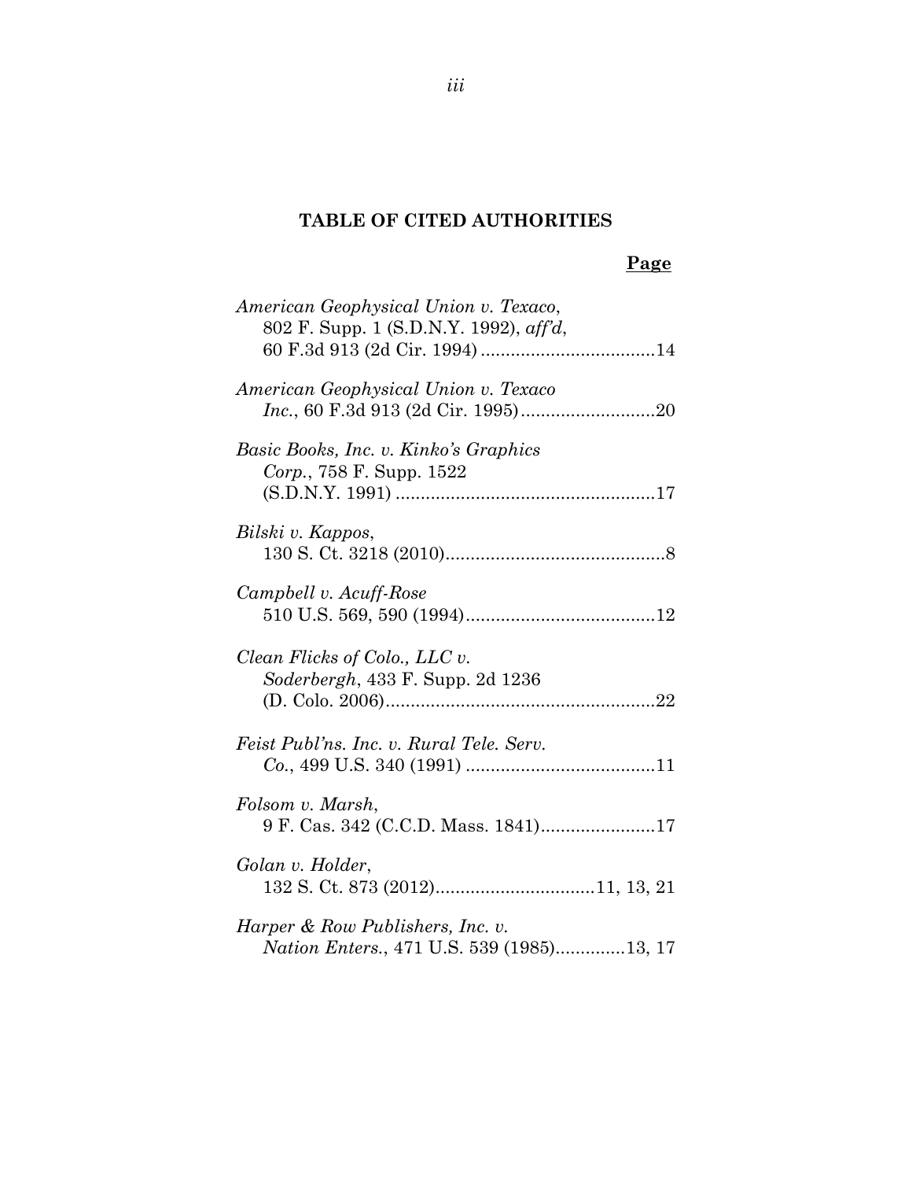## TABLE OF CITED AUTHORITIES

**Page**

*American Geophysical Union v. Texaco*, 802 F. Supp. 1 (S.D.N.Y. 1992), *aff'd*, 60 F.3d 913 (2d Cir. 1994) .................................. 14

*American Geophysical Union v. Texaco Inc.*, 60 F.3d 913 (2d Cir. 1995) .......................... 20

*Basic Books, Inc. v. Kinko's Graphics Corp.*, 758 F. Supp. 1522 (S.D.N.Y. 1991) .................................................... 17

*Bilski v. Kappos*, 130 S. Ct. 3218 (2010) ............................................ 8

*Campbell v. Acuff-Rose* 510 U.S. 569, 590 (1994) ...................................... 12

*Clean Flicks of Colo., LLC v. Soderbergh*, 433 F. Supp. 2d 1236 (D. Colo. 2006) ...................................................... 22

*Feist Publ'ns. Inc. v. Rural Tele. Serv. Co.*, 499 U.S. 340 (1991) ...................................... 11

*Folsom v. Marsh*, 9 F. Cas. 342 (C.C.D. Mass. 1841) ....................... 17

*Golan v. Holder*, 132 S. Ct. 873 (2012) ................................ 11, 13, 21

*Harper & Row Publishers, Inc. v. Nation Enters.*, 471 U.S. 539 (1985) ............. 13, 17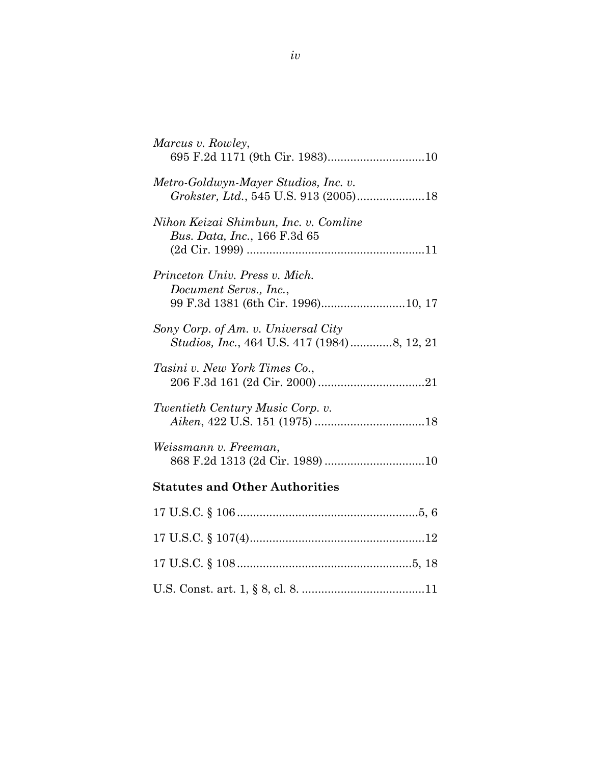*Marcus v. Rowley*,
695 F.2d 1171 (9th Cir. 1983)..............................10

*Metro-Goldwyn-Mayer Studios, Inc. v. Grokster, Ltd.*, 545 U.S. 913 (2005).....................18

*Nihon Keizai Shimbun, Inc. v. Comline Bus. Data, Inc.*, 166 F.3d 65 (2d Cir. 1999) .......................................................11

*Princeton Univ. Press v. Mich. Document Servs., Inc.*,
99 F.3d 1381 (6th Cir. 1996)..........................10, 17

*Sony Corp. of Am. v. Universal City Studios, Inc.*, 464 U.S. 417 (1984).............8, 12, 21

*Tasini v. New York Times Co.*,
206 F.3d 161 (2d Cir. 2000) .................................21

*Twentieth Century Music Corp. v. Aiken*, 422 U.S. 151 (1975) ..................................18

*Weissmann v. Freeman*,
868 F.2d 1313 (2d Cir. 1989) ...............................10

**Statutes and Other Authorities**

17 U.S.C. § 106........................................................5, 6

17 U.S.C. § 107(4)......................................................12

17 U.S.C. § 108......................................................5, 18

U.S. Const. art. 1, § 8, cl. 8. ......................................11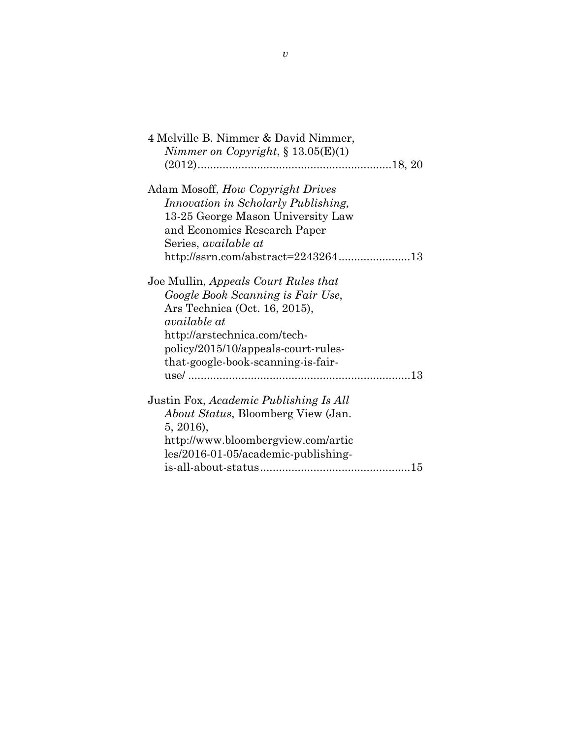4 Melville B. Nimmer & David Nimmer, *Nimmer on Copyright*, § 13.05(E)(1) (2012)............................................................18, 20

Adam Mosoff, *How Copyright Drives Innovation in Scholarly Publishing,* 13-25 George Mason University Law and Economics Research Paper Series, *available at* http://ssrn.com/abstract=2243264......................13

Joe Mullin, *Appeals Court Rules that Google Book Scanning is Fair Use*, Ars Technica (Oct. 16, 2015), *available at* http://arstechnica.com/tech-policy/2015/10/appeals-court-rules-that-google-book-scanning-is-fair-use/ .....................................................................13

Justin Fox, *Academic Publishing Is All About Status*, Bloomberg View (Jan. 5, 2016), http://www.bloombergview.com/articles/2016-01-05/academic-publishing-is-all-about-status...............................................15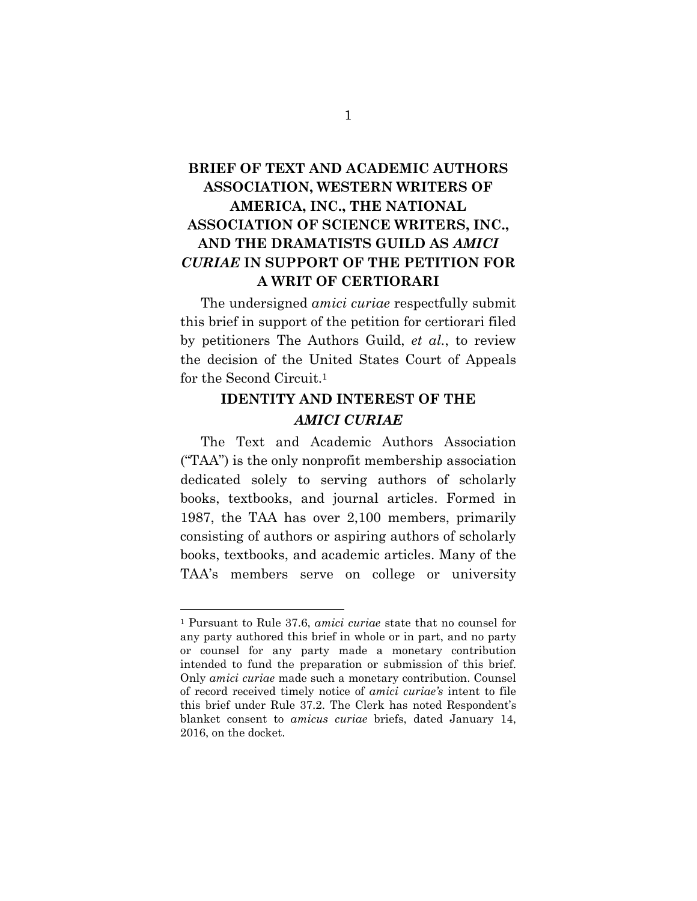# BRIEF OF TEXT AND ACADEMIC AUTHORS ASSOCIATION, WESTERN WRITERS OF AMERICA, INC., THE NATIONAL ASSOCIATION OF SCIENCE WRITERS, INC., AND THE DRAMATISTS GUILD AS *AMICI CURIAE* IN SUPPORT OF THE PETITION FOR A WRIT OF CERTIORARI

The undersigned *amici curiae* respectfully submit this brief in support of the petition for certiorari filed by petitioners The Authors Guild, *et al.*, to review the decision of the United States Court of Appeals for the Second Circuit.[1]

## IDENTITY AND INTEREST OF THE *AMICI CURIAE*

The Text and Academic Authors Association ("TAA") is the only nonprofit membership association dedicated solely to serving authors of scholarly books, textbooks, and journal articles. Formed in 1987, the TAA has over 2,100 members, primarily consisting of authors or aspiring authors of scholarly books, textbooks, and academic articles. Many of the TAA's members serve on college or university

---

[1] Pursuant to Rule 37.6, *amici curiae* state that no counsel for any party authored this brief in whole or in part, and no party or counsel for any party made a monetary contribution intended to fund the preparation or submission of this brief. Only *amici curiae* made such a monetary contribution. Counsel of record received timely notice of *amici curiae's* intent to file this brief under Rule 37.2. The Clerk has noted Respondent's blanket consent to *amicus curiae* briefs, dated January 14, 2016, on the docket.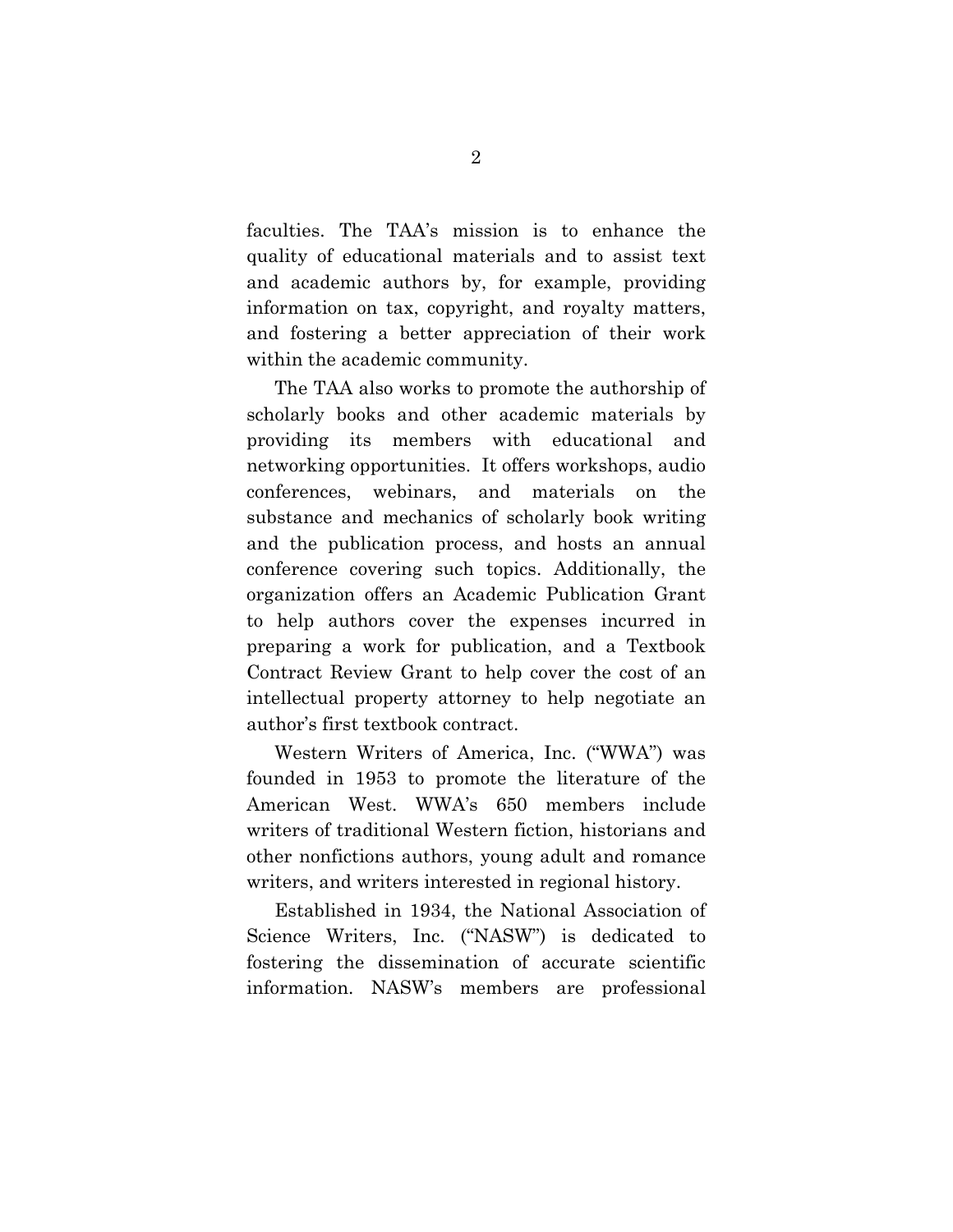faculties. The TAA's mission is to enhance the quality of educational materials and to assist text and academic authors by, for example, providing information on tax, copyright, and royalty matters, and fostering a better appreciation of their work within the academic community.

The TAA also works to promote the authorship of scholarly books and other academic materials by providing its members with educational and networking opportunities. It offers workshops, audio conferences, webinars, and materials on the substance and mechanics of scholarly book writing and the publication process, and hosts an annual conference covering such topics. Additionally, the organization offers an Academic Publication Grant to help authors cover the expenses incurred in preparing a work for publication, and a Textbook Contract Review Grant to help cover the cost of an intellectual property attorney to help negotiate an author's first textbook contract.

Western Writers of America, Inc. ("WWA") was founded in 1953 to promote the literature of the American West. WWA's 650 members include writers of traditional Western fiction, historians and other nonfictions authors, young adult and romance writers, and writers interested in regional history.

Established in 1934, the National Association of Science Writers, Inc. ("NASW") is dedicated to fostering the dissemination of accurate scientific information. NASW's members are professional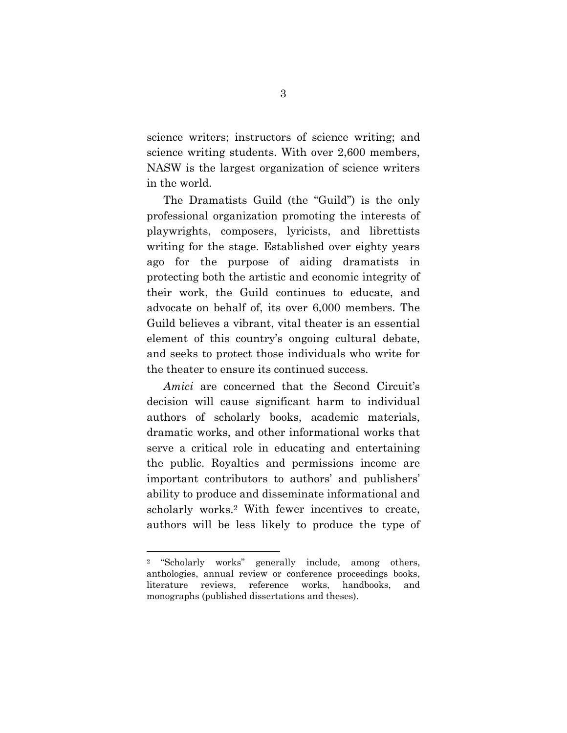science writers; instructors of science writing; and science writing students. With over 2,600 members, NASW is the largest organization of science writers in the world.

The Dramatists Guild (the "Guild") is the only professional organization promoting the interests of playwrights, composers, lyricists, and librettists writing for the stage. Established over eighty years ago for the purpose of aiding dramatists in protecting both the artistic and economic integrity of their work, the Guild continues to educate, and advocate on behalf of, its over 6,000 members. The Guild believes a vibrant, vital theater is an essential element of this country's ongoing cultural debate, and seeks to protect those individuals who write for the theater to ensure its continued success.

*Amici* are concerned that the Second Circuit's decision will cause significant harm to individual authors of scholarly books, academic materials, dramatic works, and other informational works that serve a critical role in educating and entertaining the public. Royalties and permissions income are important contributors to authors' and publishers' ability to produce and disseminate informational and scholarly works.[2] With fewer incentives to create, authors will be less likely to produce the type of

---

[2] "Scholarly works" generally include, among others, anthologies, annual review or conference proceedings books, literature reviews, reference works, handbooks, and monographs (published dissertations and theses).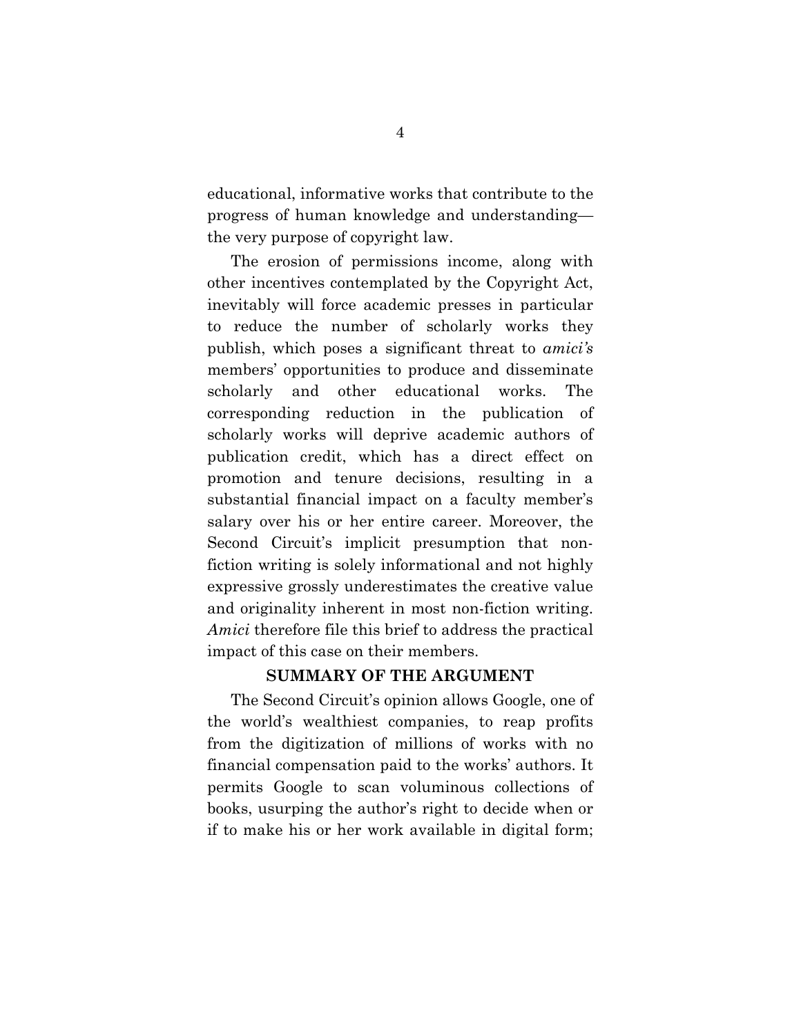educational, informative works that contribute to the progress of human knowledge and understanding—the very purpose of copyright law.

The erosion of permissions income, along with other incentives contemplated by the Copyright Act, inevitably will force academic presses in particular to reduce the number of scholarly works they publish, which poses a significant threat to *amici's* members' opportunities to produce and disseminate scholarly and other educational works. The corresponding reduction in the publication of scholarly works will deprive academic authors of publication credit, which has a direct effect on promotion and tenure decisions, resulting in a substantial financial impact on a faculty member's salary over his or her entire career. Moreover, the Second Circuit's implicit presumption that non-fiction writing is solely informational and not highly expressive grossly underestimates the creative value and originality inherent in most non-fiction writing. *Amici* therefore file this brief to address the practical impact of this case on their members.

## SUMMARY OF THE ARGUMENT

The Second Circuit's opinion allows Google, one of the world's wealthiest companies, to reap profits from the digitization of millions of works with no financial compensation paid to the works' authors. It permits Google to scan voluminous collections of books, usurping the author's right to decide when or if to make his or her work available in digital form;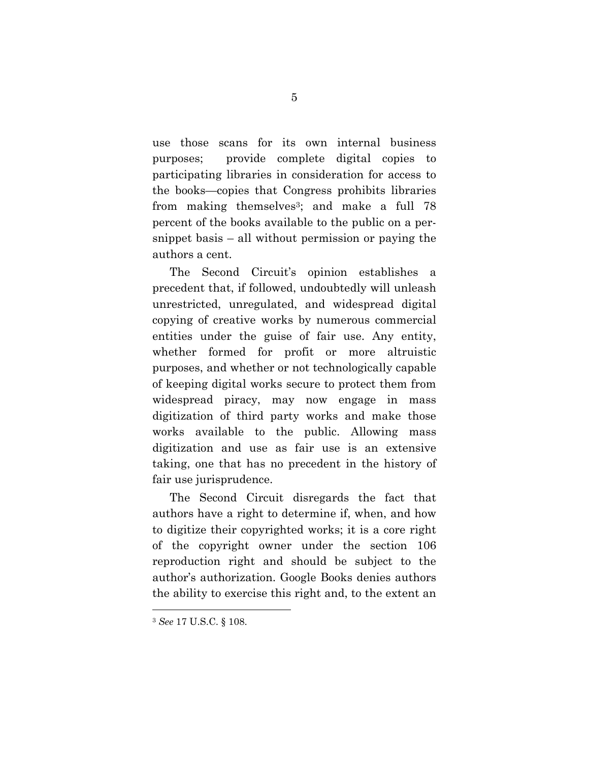use those scans for its own internal business purposes; provide complete digital copies to participating libraries in consideration for access to the books—copies that Congress prohibits libraries from making themselves[3]; and make a full 78 percent of the books available to the public on a per-snippet basis – all without permission or paying the authors a cent.

The Second Circuit's opinion establishes a precedent that, if followed, undoubtedly will unleash unrestricted, unregulated, and widespread digital copying of creative works by numerous commercial entities under the guise of fair use. Any entity, whether formed for profit or more altruistic purposes, and whether or not technologically capable of keeping digital works secure to protect them from widespread piracy, may now engage in mass digitization of third party works and make those works available to the public. Allowing mass digitization and use as fair use is an extensive taking, one that has no precedent in the history of fair use jurisprudence.

The Second Circuit disregards the fact that authors have a right to determine if, when, and how to digitize their copyrighted works; it is a core right of the copyright owner under the section 106 reproduction right and should be subject to the author's authorization. Google Books denies authors the ability to exercise this right and, to the extent an

---

[3] *See* 17 U.S.C. § 108.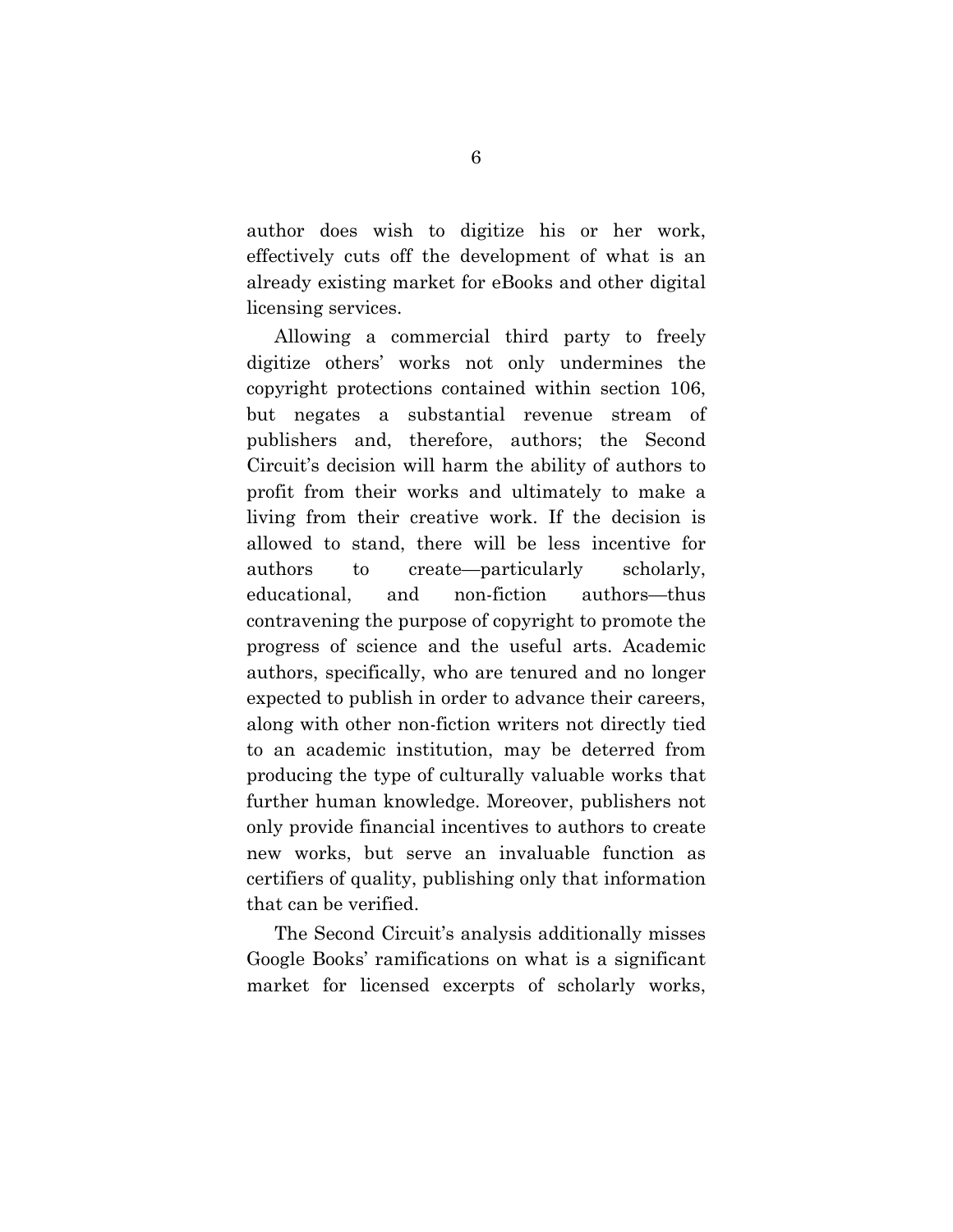author does wish to digitize his or her work, effectively cuts off the development of what is an already existing market for eBooks and other digital licensing services.

Allowing a commercial third party to freely digitize others' works not only undermines the copyright protections contained within section 106, but negates a substantial revenue stream of publishers and, therefore, authors; the Second Circuit's decision will harm the ability of authors to profit from their works and ultimately to make a living from their creative work. If the decision is allowed to stand, there will be less incentive for authors to create—particularly scholarly, educational, and non-fiction authors—thus contravening the purpose of copyright to promote the progress of science and the useful arts. Academic authors, specifically, who are tenured and no longer expected to publish in order to advance their careers, along with other non-fiction writers not directly tied to an academic institution, may be deterred from producing the type of culturally valuable works that further human knowledge. Moreover, publishers not only provide financial incentives to authors to create new works, but serve an invaluable function as certifiers of quality, publishing only that information that can be verified.

The Second Circuit's analysis additionally misses Google Books' ramifications on what is a significant market for licensed excerpts of scholarly works,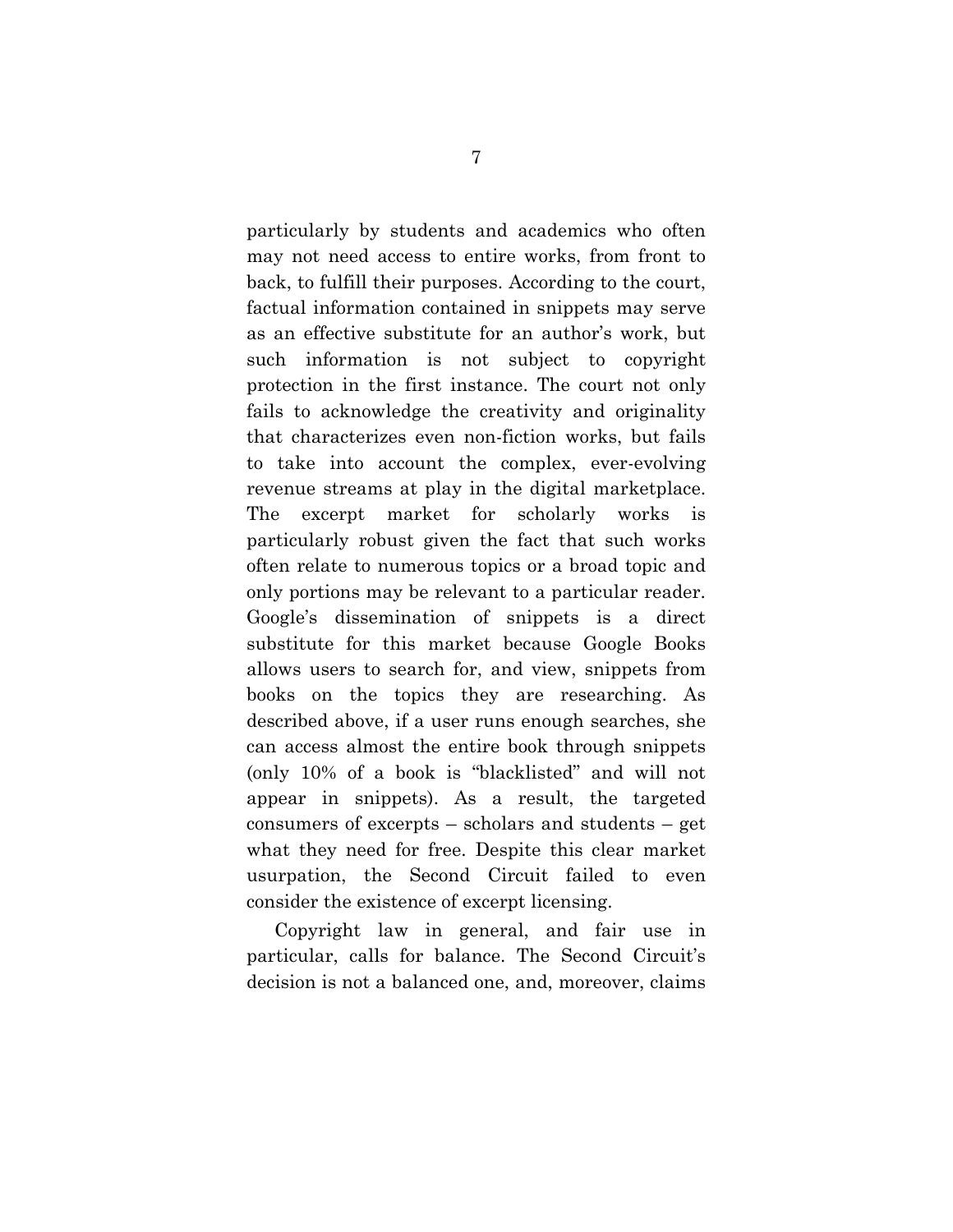particularly by students and academics who often may not need access to entire works, from front to back, to fulfill their purposes. According to the court, factual information contained in snippets may serve as an effective substitute for an author's work, but such information is not subject to copyright protection in the first instance. The court not only fails to acknowledge the creativity and originality that characterizes even non-fiction works, but fails to take into account the complex, ever-evolving revenue streams at play in the digital marketplace. The excerpt market for scholarly works is particularly robust given the fact that such works often relate to numerous topics or a broad topic and only portions may be relevant to a particular reader. Google's dissemination of snippets is a direct substitute for this market because Google Books allows users to search for, and view, snippets from books on the topics they are researching. As described above, if a user runs enough searches, she can access almost the entire book through snippets (only 10% of a book is "blacklisted" and will not appear in snippets). As a result, the targeted consumers of excerpts – scholars and students – get what they need for free. Despite this clear market usurpation, the Second Circuit failed to even consider the existence of excerpt licensing.

Copyright law in general, and fair use in particular, calls for balance. The Second Circuit's decision is not a balanced one, and, moreover, claims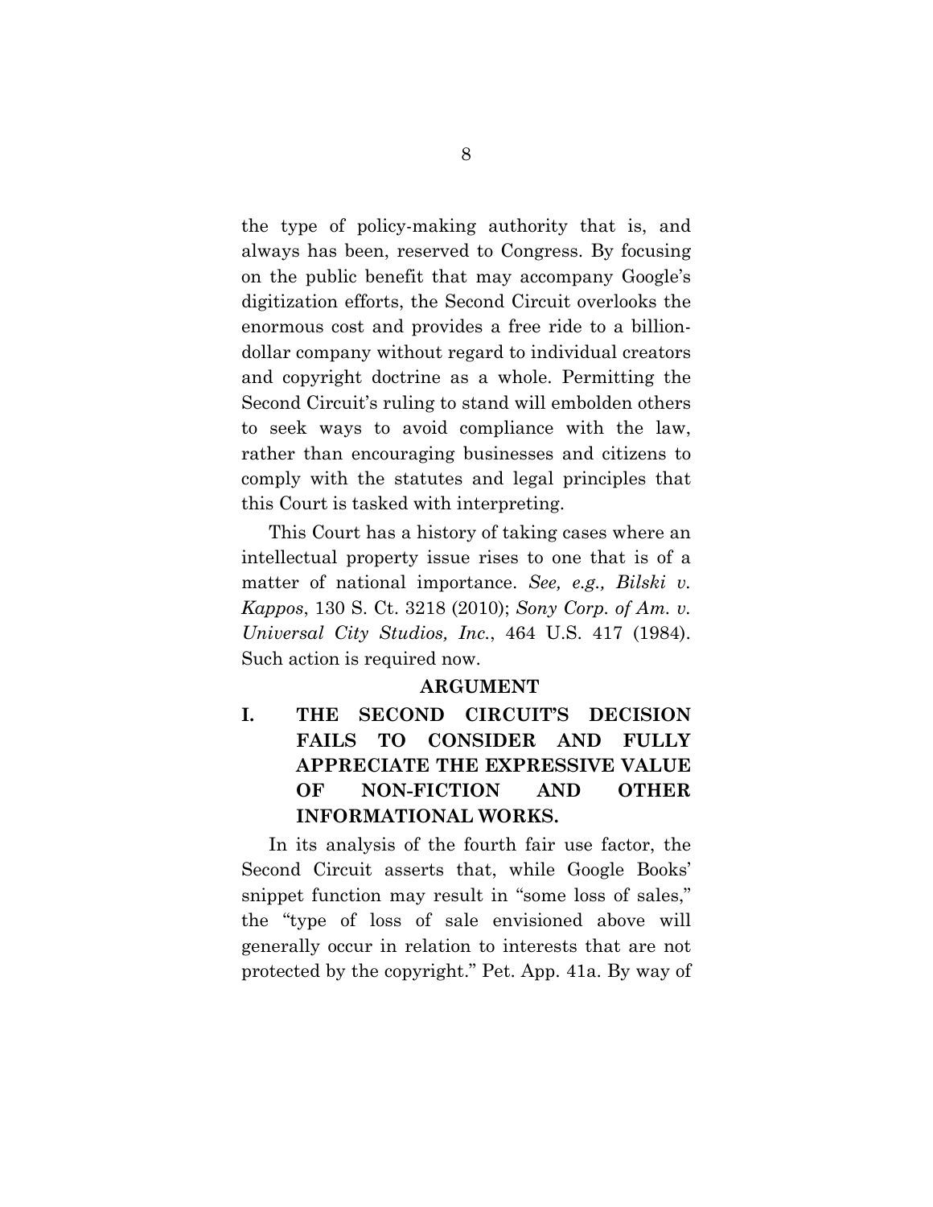the type of policy-making authority that is, and always has been, reserved to Congress. By focusing on the public benefit that may accompany Google's digitization efforts, the Second Circuit overlooks the enormous cost and provides a free ride to a billion-dollar company without regard to individual creators and copyright doctrine as a whole. Permitting the Second Circuit's ruling to stand will embolden others to seek ways to avoid compliance with the law, rather than encouraging businesses and citizens to comply with the statutes and legal principles that this Court is tasked with interpreting.

This Court has a history of taking cases where an intellectual property issue rises to one that is of a matter of national importance. *See, e.g., Bilski v. Kappos*, 130 S. Ct. 3218 (2010); *Sony Corp. of Am. v. Universal City Studios, Inc.*, 464 U.S. 417 (1984). Such action is required now.

## ARGUMENT

### I. THE SECOND CIRCUIT'S DECISION FAILS TO CONSIDER AND FULLY APPRECIATE THE EXPRESSIVE VALUE OF NON-FICTION AND OTHER INFORMATIONAL WORKS.

In its analysis of the fourth fair use factor, the Second Circuit asserts that, while Google Books' snippet function may result in "some loss of sales," the "type of loss of sale envisioned above will generally occur in relation to interests that are not protected by the copyright." Pet. App. 41a. By way of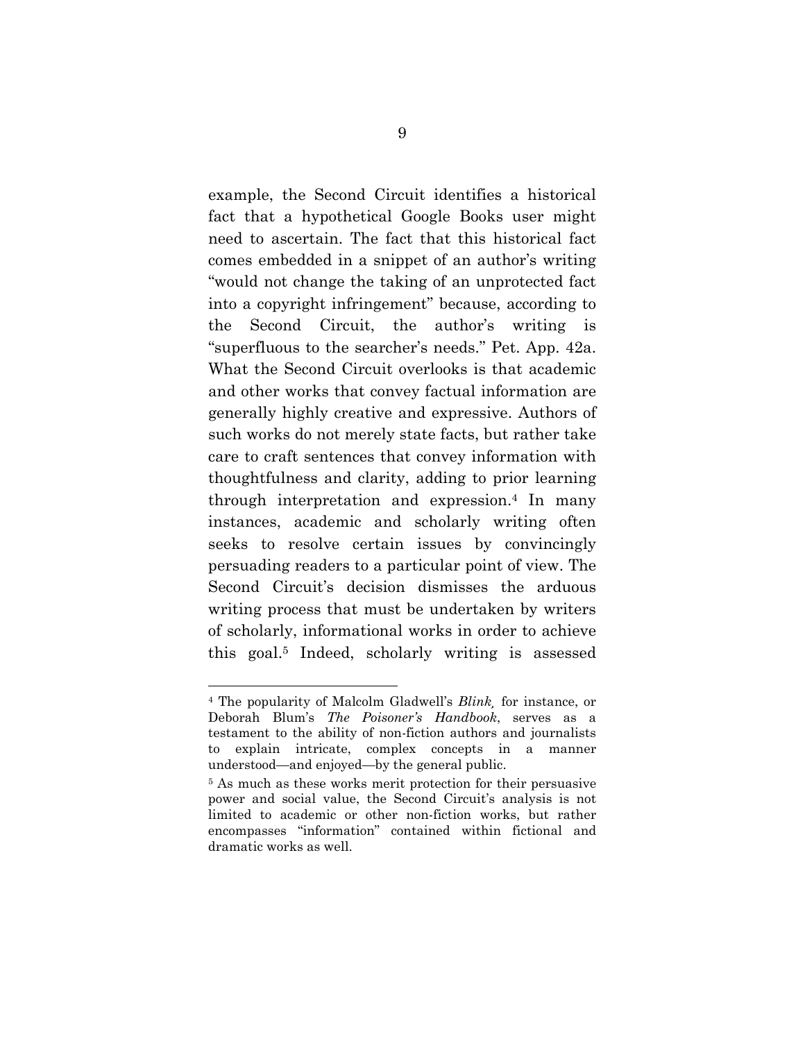example, the Second Circuit identifies a historical fact that a hypothetical Google Books user might need to ascertain. The fact that this historical fact comes embedded in a snippet of an author's writing "would not change the taking of an unprotected fact into a copyright infringement" because, according to the Second Circuit, the author's writing is "superfluous to the searcher's needs." Pet. App. 42a. What the Second Circuit overlooks is that academic and other works that convey factual information are generally highly creative and expressive. Authors of such works do not merely state facts, but rather take care to craft sentences that convey information with thoughtfulness and clarity, adding to prior learning through interpretation and expression.[4] In many instances, academic and scholarly writing often seeks to resolve certain issues by convincingly persuading readers to a particular point of view. The Second Circuit's decision dismisses the arduous writing process that must be undertaken by writers of scholarly, informational works in order to achieve this goal.[5] Indeed, scholarly writing is assessed

---

[4] The popularity of Malcolm Gladwell's *Blink*, for instance, or Deborah Blum's *The Poisoner's Handbook*, serves as a testament to the ability of non-fiction authors and journalists to explain intricate, complex concepts in a manner understood—and enjoyed—by the general public.

[5] As much as these works merit protection for their persuasive power and social value, the Second Circuit's analysis is not limited to academic or other non-fiction works, but rather encompasses "information" contained within fictional and dramatic works as well.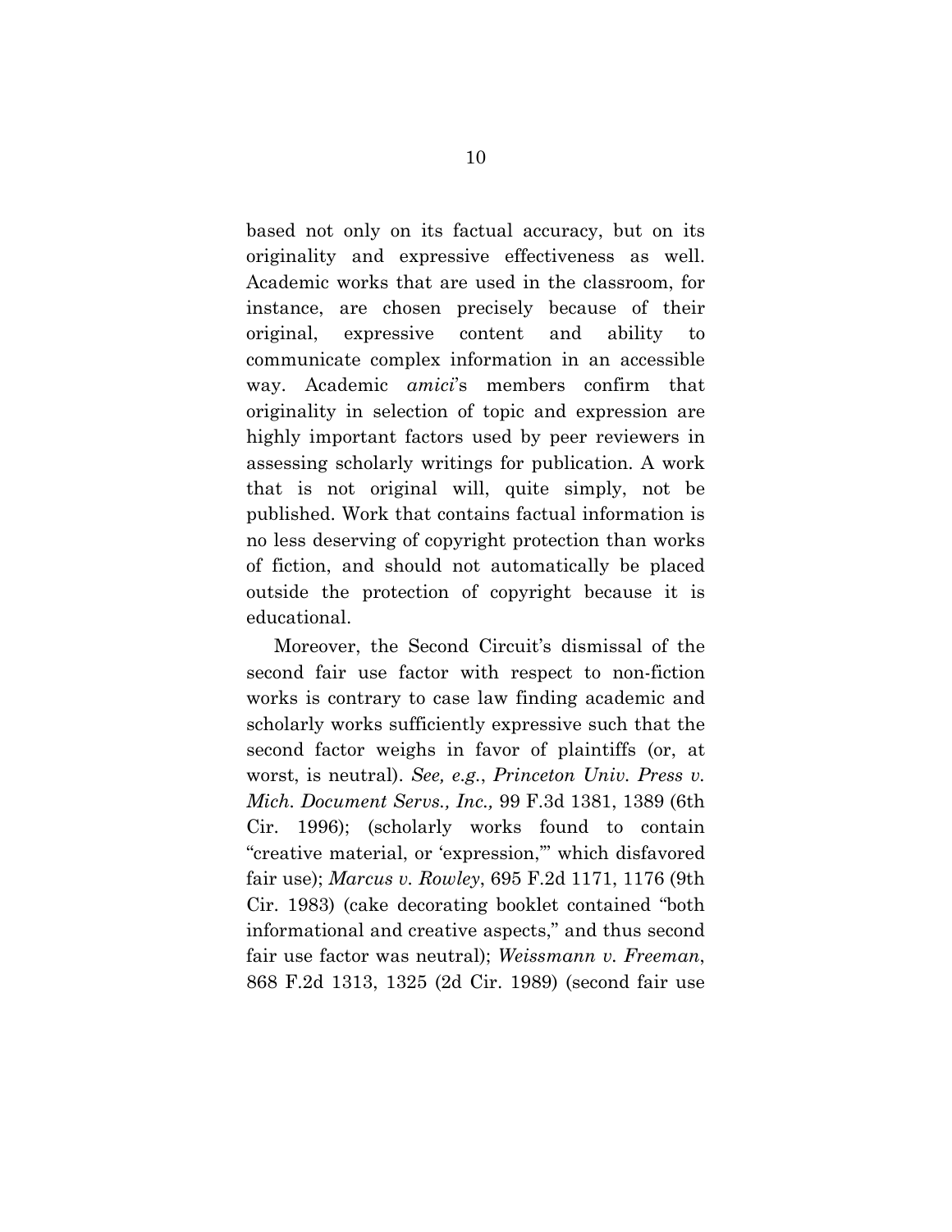based not only on its factual accuracy, but on its originality and expressive effectiveness as well. Academic works that are used in the classroom, for instance, are chosen precisely because of their original, expressive content and ability to communicate complex information in an accessible way. Academic *amici*'s members confirm that originality in selection of topic and expression are highly important factors used by peer reviewers in assessing scholarly writings for publication. A work that is not original will, quite simply, not be published. Work that contains factual information is no less deserving of copyright protection than works of fiction, and should not automatically be placed outside the protection of copyright because it is educational.

Moreover, the Second Circuit's dismissal of the second fair use factor with respect to non-fiction works is contrary to case law finding academic and scholarly works sufficiently expressive such that the second factor weighs in favor of plaintiffs (or, at worst, is neutral). *See, e.g.*, *Princeton Univ. Press v. Mich. Document Servs., Inc.,* 99 F.3d 1381, 1389 (6th Cir. 1996); (scholarly works found to contain "creative material, or 'expression,'" which disfavored fair use); *Marcus v. Rowley*, 695 F.2d 1171, 1176 (9th Cir. 1983) (cake decorating booklet contained "both informational and creative aspects," and thus second fair use factor was neutral); *Weissmann v. Freeman*, 868 F.2d 1313, 1325 (2d Cir. 1989) (second fair use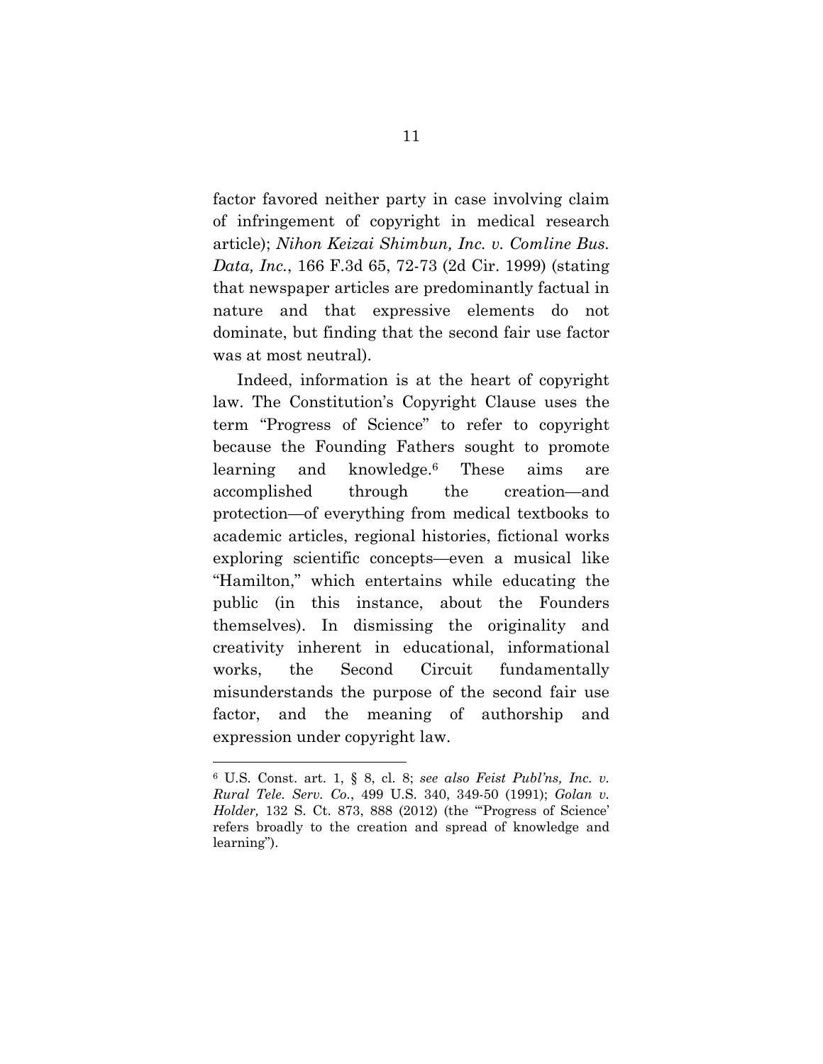factor favored neither party in case involving claim of infringement of copyright in medical research article); *Nihon Keizai Shimbun, Inc. v. Comline Bus. Data, Inc.*, 166 F.3d 65, 72-73 (2d Cir. 1999) (stating that newspaper articles are predominantly factual in nature and that expressive elements do not dominate, but finding that the second fair use factor was at most neutral).

Indeed, information is at the heart of copyright law. The Constitution's Copyright Clause uses the term "Progress of Science" to refer to copyright because the Founding Fathers sought to promote learning and knowledge.[6] These aims are accomplished through the creation—and protection—of everything from medical textbooks to academic articles, regional histories, fictional works exploring scientific concepts—even a musical like "Hamilton," which entertains while educating the public (in this instance, about the Founders themselves). In dismissing the originality and creativity inherent in educational, informational works, the Second Circuit fundamentally misunderstands the purpose of the second fair use factor, and the meaning of authorship and expression under copyright law.

---

[6] U.S. Const. art. 1, § 8, cl. 8; *see also Feist Publ'ns, Inc. v. Rural Tele. Serv. Co.*, 499 U.S. 340, 349-50 (1991); *Golan v. Holder,* 132 S. Ct. 873, 888 (2012) (the "'Progress of Science' refers broadly to the creation and spread of knowledge and learning").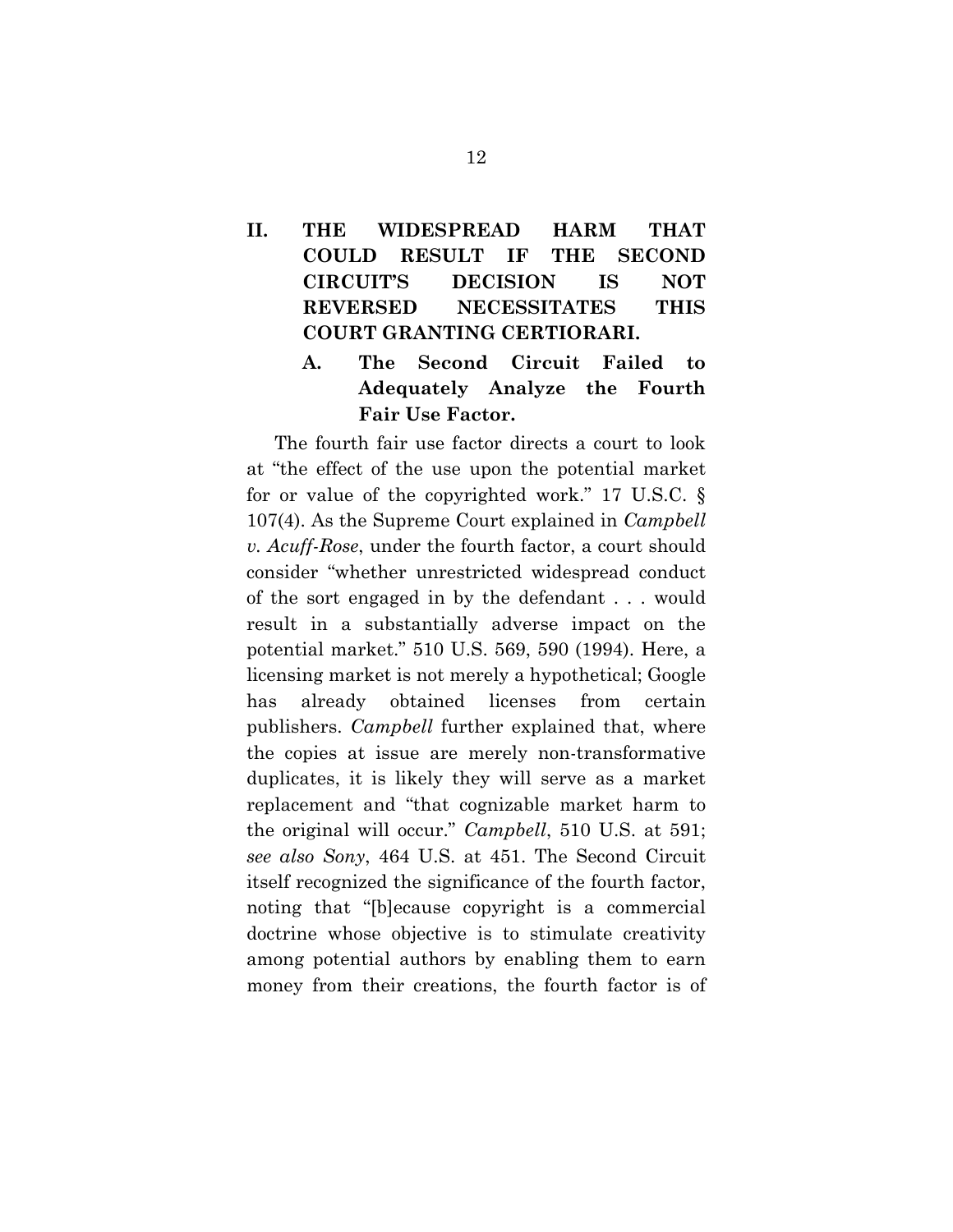## II. THE WIDESPREAD HARM THAT COULD RESULT IF THE SECOND CIRCUIT'S DECISION IS NOT REVERSED NECESSITATES THIS COURT GRANTING CERTIORARI.

### A. The Second Circuit Failed to Adequately Analyze the Fourth Fair Use Factor.

The fourth fair use factor directs a court to look at "the effect of the use upon the potential market for or value of the copyrighted work." 17 U.S.C. § 107(4). As the Supreme Court explained in *Campbell v. Acuff-Rose*, under the fourth factor, a court should consider "whether unrestricted widespread conduct of the sort engaged in by the defendant . . . would result in a substantially adverse impact on the potential market." 510 U.S. 569, 590 (1994). Here, a licensing market is not merely a hypothetical; Google has already obtained licenses from certain publishers. *Campbell* further explained that, where the copies at issue are merely non-transformative duplicates, it is likely they will serve as a market replacement and "that cognizable market harm to the original will occur." *Campbell*, 510 U.S. at 591; *see also Sony*, 464 U.S. at 451. The Second Circuit itself recognized the significance of the fourth factor, noting that "[b]ecause copyright is a commercial doctrine whose objective is to stimulate creativity among potential authors by enabling them to earn money from their creations, the fourth factor is of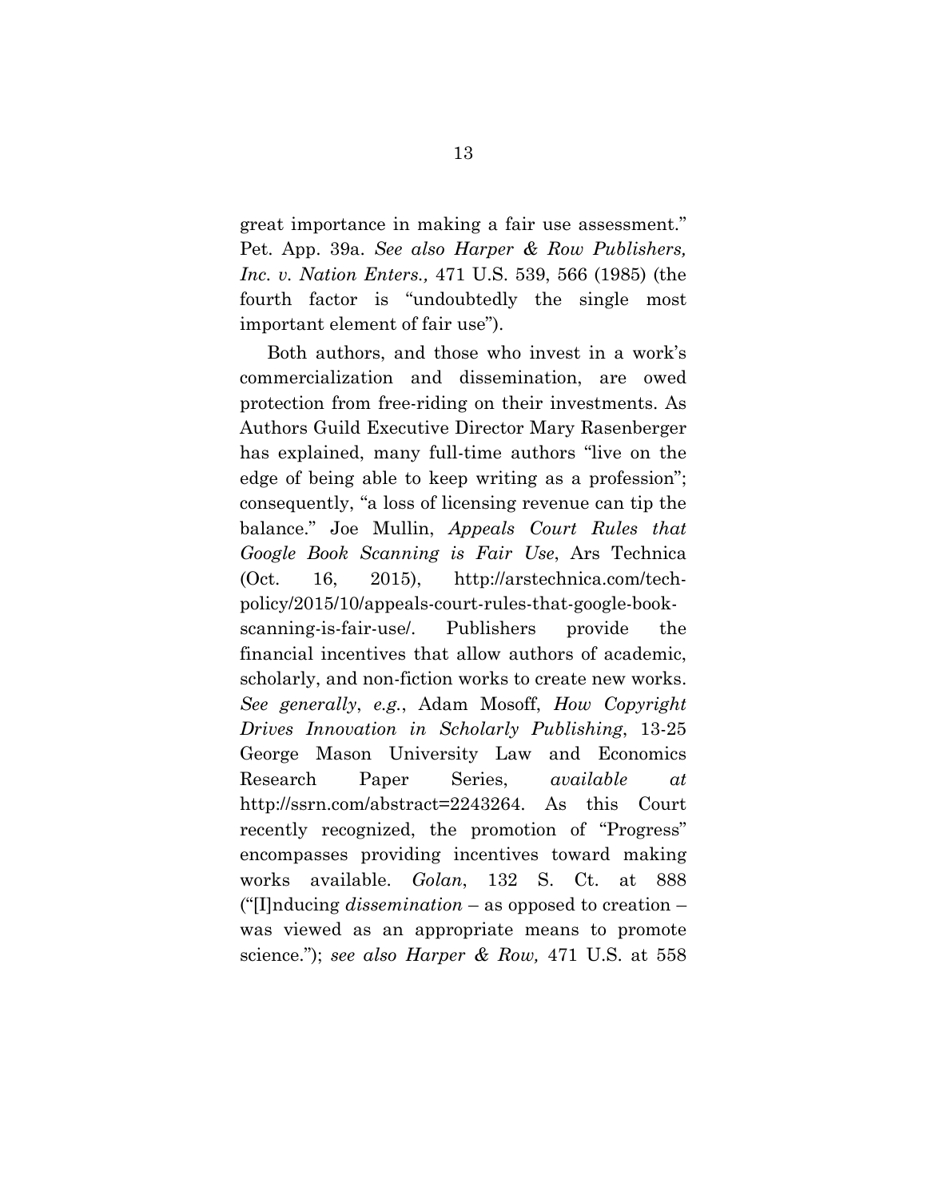great importance in making a fair use assessment." Pet. App. 39a. *See also Harper & Row Publishers, Inc. v. Nation Enters.,* 471 U.S. 539, 566 (1985) (the fourth factor is "undoubtedly the single most important element of fair use").

Both authors, and those who invest in a work's commercialization and dissemination, are owed protection from free-riding on their investments. As Authors Guild Executive Director Mary Rasenberger has explained, many full-time authors "live on the edge of being able to keep writing as a profession"; consequently, "a loss of licensing revenue can tip the balance." Joe Mullin, *Appeals Court Rules that Google Book Scanning is Fair Use*, Ars Technica (Oct. 16, 2015), http://arstechnica.com/tech-policy/2015/10/appeals-court-rules-that-google-book-scanning-is-fair-use/. Publishers provide the financial incentives that allow authors of academic, scholarly, and non-fiction works to create new works. *See generally*, *e.g.*, Adam Mosoff, *How Copyright Drives Innovation in Scholarly Publishing*, 13-25 George Mason University Law and Economics Research Paper Series, *available at* http://ssrn.com/abstract=2243264. As this Court recently recognized, the promotion of "Progress" encompasses providing incentives toward making works available. *Golan*, 132 S. Ct. at 888 ("[I]nducing *dissemination* – as opposed to creation – was viewed as an appropriate means to promote science."); *see also Harper & Row,* 471 U.S. at 558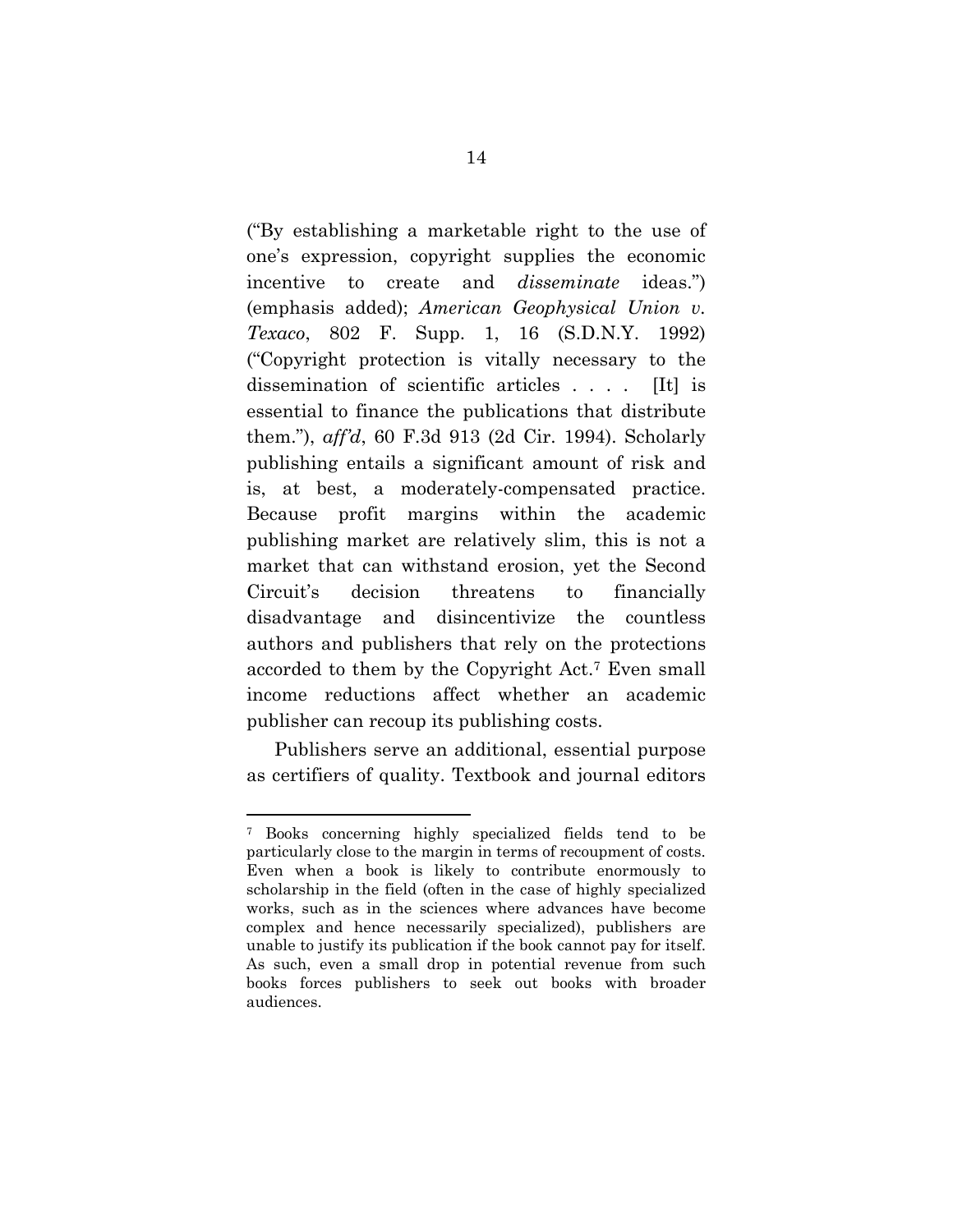("By establishing a marketable right to the use of one's expression, copyright supplies the economic incentive to create and *disseminate* ideas.") (emphasis added); *American Geophysical Union v. Texaco*, 802 F. Supp. 1, 16 (S.D.N.Y. 1992) ("Copyright protection is vitally necessary to the dissemination of scientific articles . . . . [It] is essential to finance the publications that distribute them."), *aff'd*, 60 F.3d 913 (2d Cir. 1994). Scholarly publishing entails a significant amount of risk and is, at best, a moderately-compensated practice. Because profit margins within the academic publishing market are relatively slim, this is not a market that can withstand erosion, yet the Second Circuit's decision threatens to financially disadvantage and disincentivize the countless authors and publishers that rely on the protections accorded to them by the Copyright Act.[7] Even small income reductions affect whether an academic publisher can recoup its publishing costs.

Publishers serve an additional, essential purpose as certifiers of quality. Textbook and journal editors

---

[7] Books concerning highly specialized fields tend to be particularly close to the margin in terms of recoupment of costs. Even when a book is likely to contribute enormously to scholarship in the field (often in the case of highly specialized works, such as in the sciences where advances have become complex and hence necessarily specialized), publishers are unable to justify its publication if the book cannot pay for itself. As such, even a small drop in potential revenue from such books forces publishers to seek out books with broader audiences.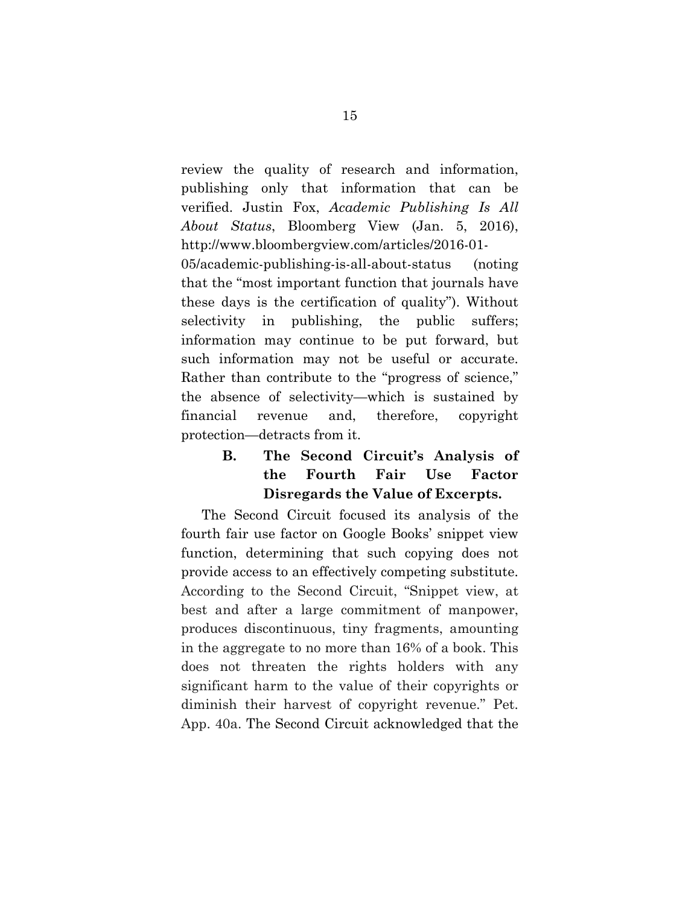review the quality of research and information, publishing only that information that can be verified. Justin Fox, *Academic Publishing Is All About Status*, Bloomberg View (Jan. 5, 2016), http://www.bloombergview.com/articles/2016-01-05/academic-publishing-is-all-about-status (noting that the "most important function that journals have these days is the certification of quality"). Without selectivity in publishing, the public suffers; information may continue to be put forward, but such information may not be useful or accurate. Rather than contribute to the "progress of science," the absence of selectivity—which is sustained by financial revenue and, therefore, copyright protection—detracts from it.

### B. The Second Circuit's Analysis of the Fourth Fair Use Factor Disregards the Value of Excerpts.

The Second Circuit focused its analysis of the fourth fair use factor on Google Books' snippet view function, determining that such copying does not provide access to an effectively competing substitute. According to the Second Circuit, "Snippet view, at best and after a large commitment of manpower, produces discontinuous, tiny fragments, amounting in the aggregate to no more than 16% of a book. This does not threaten the rights holders with any significant harm to the value of their copyrights or diminish their harvest of copyright revenue." Pet. App. 40a. The Second Circuit acknowledged that the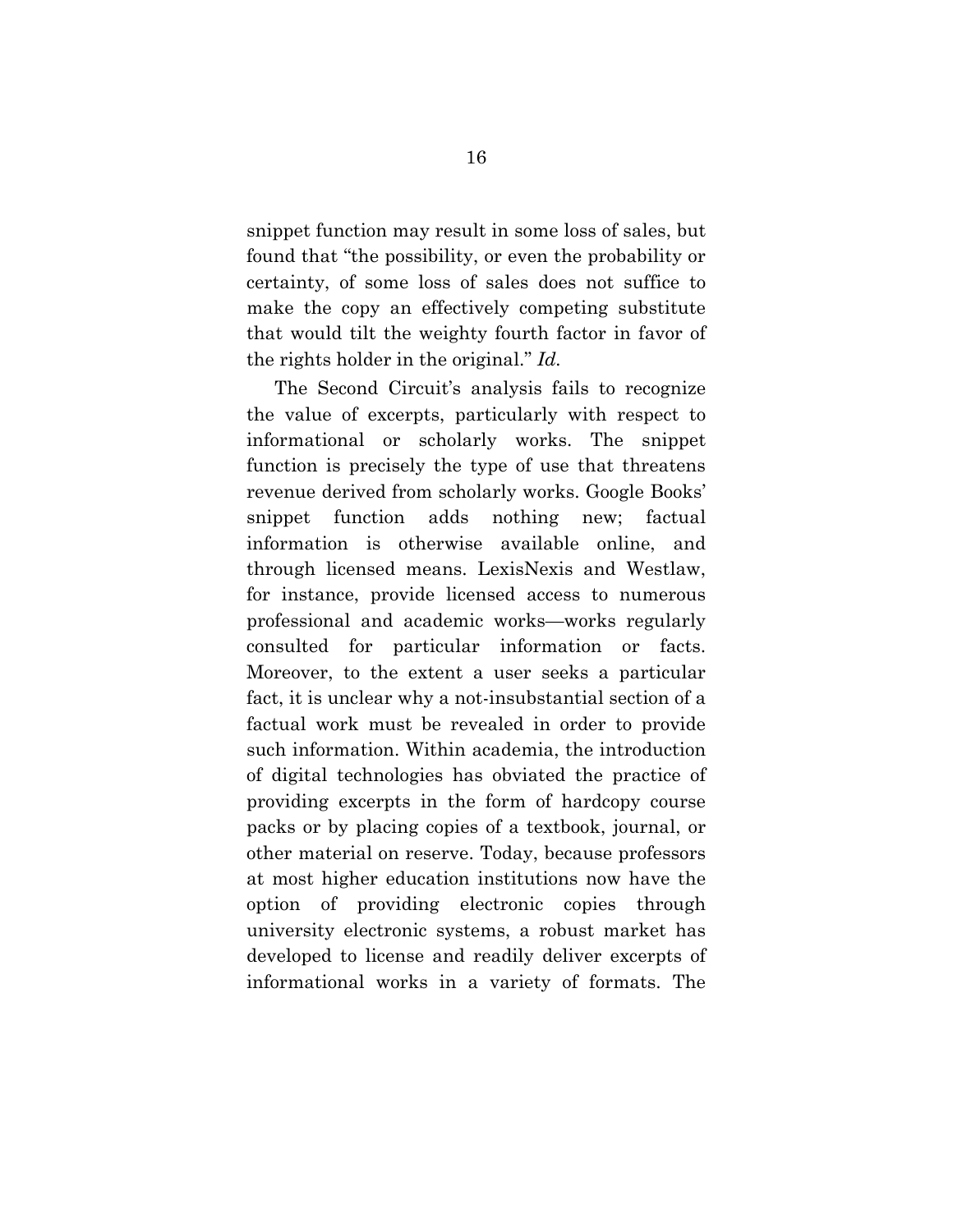snippet function may result in some loss of sales, but found that "the possibility, or even the probability or certainty, of some loss of sales does not suffice to make the copy an effectively competing substitute that would tilt the weighty fourth factor in favor of the rights holder in the original." *Id.*

The Second Circuit's analysis fails to recognize the value of excerpts, particularly with respect to informational or scholarly works. The snippet function is precisely the type of use that threatens revenue derived from scholarly works. Google Books' snippet function adds nothing new; factual information is otherwise available online, and through licensed means. LexisNexis and Westlaw, for instance, provide licensed access to numerous professional and academic works—works regularly consulted for particular information or facts. Moreover, to the extent a user seeks a particular fact, it is unclear why a not-insubstantial section of a factual work must be revealed in order to provide such information. Within academia, the introduction of digital technologies has obviated the practice of providing excerpts in the form of hardcopy course packs or by placing copies of a textbook, journal, or other material on reserve. Today, because professors at most higher education institutions now have the option of providing electronic copies through university electronic systems, a robust market has developed to license and readily deliver excerpts of informational works in a variety of formats. The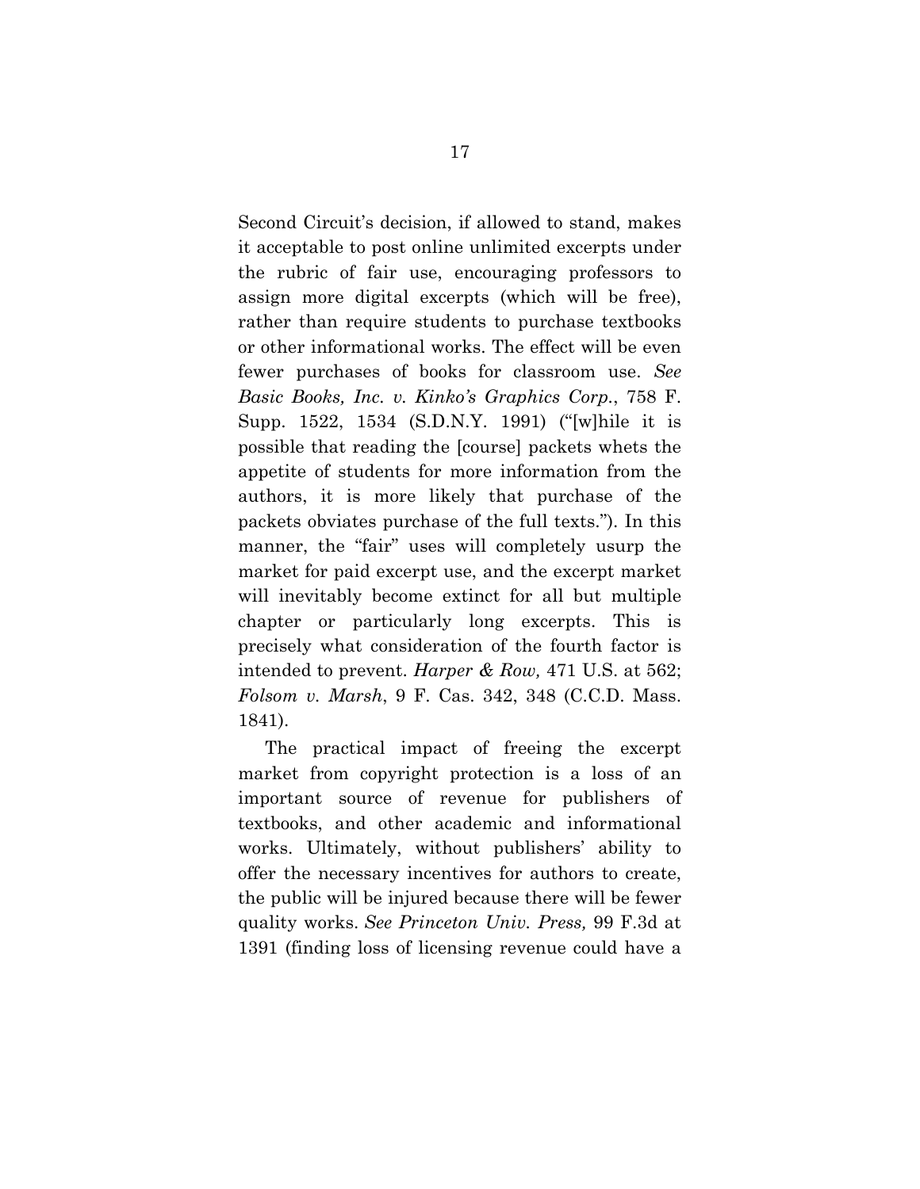Second Circuit's decision, if allowed to stand, makes it acceptable to post online unlimited excerpts under the rubric of fair use, encouraging professors to assign more digital excerpts (which will be free), rather than require students to purchase textbooks or other informational works. The effect will be even fewer purchases of books for classroom use. *See Basic Books, Inc. v. Kinko's Graphics Corp.*, 758 F. Supp. 1522, 1534 (S.D.N.Y. 1991) ("[w]hile it is possible that reading the [course] packets whets the appetite of students for more information from the authors, it is more likely that purchase of the packets obviates purchase of the full texts."). In this manner, the "fair" uses will completely usurp the market for paid excerpt use, and the excerpt market will inevitably become extinct for all but multiple chapter or particularly long excerpts. This is precisely what consideration of the fourth factor is intended to prevent. *Harper & Row,* 471 U.S. at 562; *Folsom v. Marsh*, 9 F. Cas. 342, 348 (C.C.D. Mass. 1841).

The practical impact of freeing the excerpt market from copyright protection is a loss of an important source of revenue for publishers of textbooks, and other academic and informational works. Ultimately, without publishers' ability to offer the necessary incentives for authors to create, the public will be injured because there will be fewer quality works. *See Princeton Univ. Press,* 99 F.3d at 1391 (finding loss of licensing revenue could have a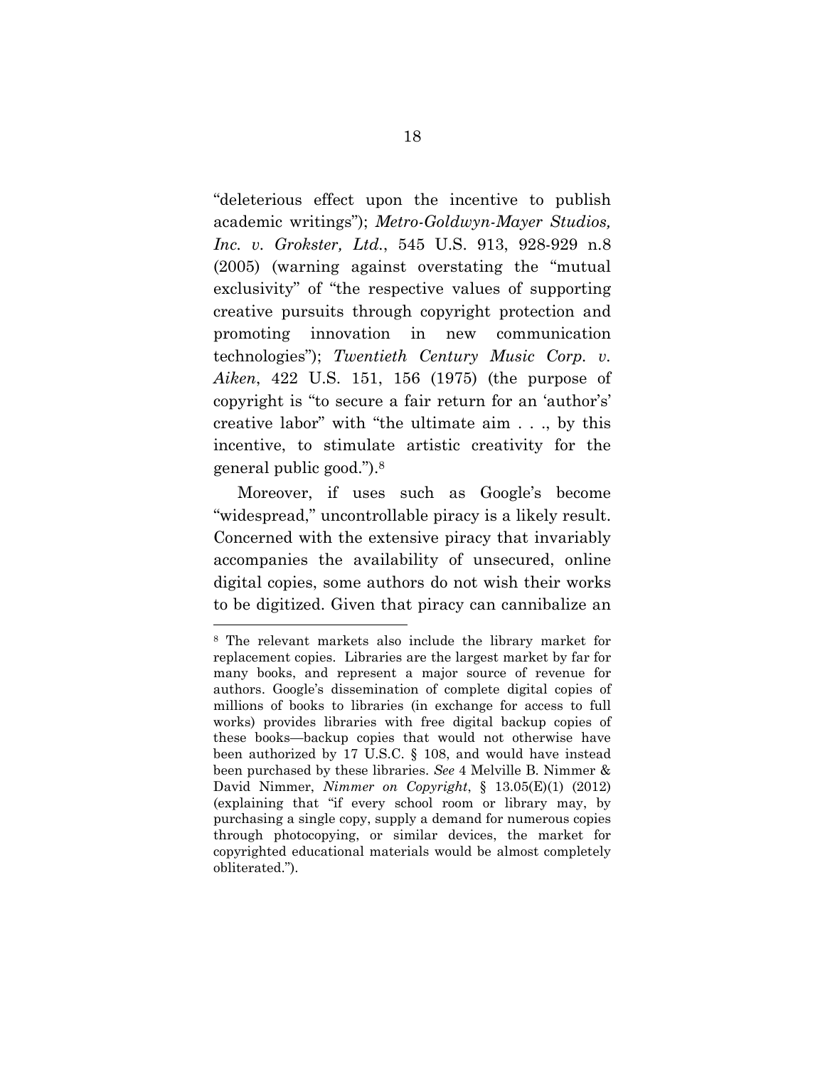"deleterious effect upon the incentive to publish academic writings"); *Metro-Goldwyn-Mayer Studios, Inc. v. Grokster, Ltd.*, 545 U.S. 913, 928-929 n.8 (2005) (warning against overstating the "mutual exclusivity" of "the respective values of supporting creative pursuits through copyright protection and promoting innovation in new communication technologies"); *Twentieth Century Music Corp. v. Aiken*, 422 U.S. 151, 156 (1975) (the purpose of copyright is "to secure a fair return for an 'author's' creative labor" with "the ultimate aim . . ., by this incentive, to stimulate artistic creativity for the general public good.").[8]

Moreover, if uses such as Google's become "widespread," uncontrollable piracy is a likely result. Concerned with the extensive piracy that invariably accompanies the availability of unsecured, online digital copies, some authors do not wish their works to be digitized. Given that piracy can cannibalize an

---

[8] The relevant markets also include the library market for replacement copies. Libraries are the largest market by far for many books, and represent a major source of revenue for authors. Google's dissemination of complete digital copies of millions of books to libraries (in exchange for access to full works) provides libraries with free digital backup copies of these books—backup copies that would not otherwise have been authorized by 17 U.S.C. § 108, and would have instead been purchased by these libraries. *See* 4 Melville B. Nimmer & David Nimmer, *Nimmer on Copyright*, § 13.05(E)(1) (2012) (explaining that "if every school room or library may, by purchasing a single copy, supply a demand for numerous copies through photocopying, or similar devices, the market for copyrighted educational materials would be almost completely obliterated.").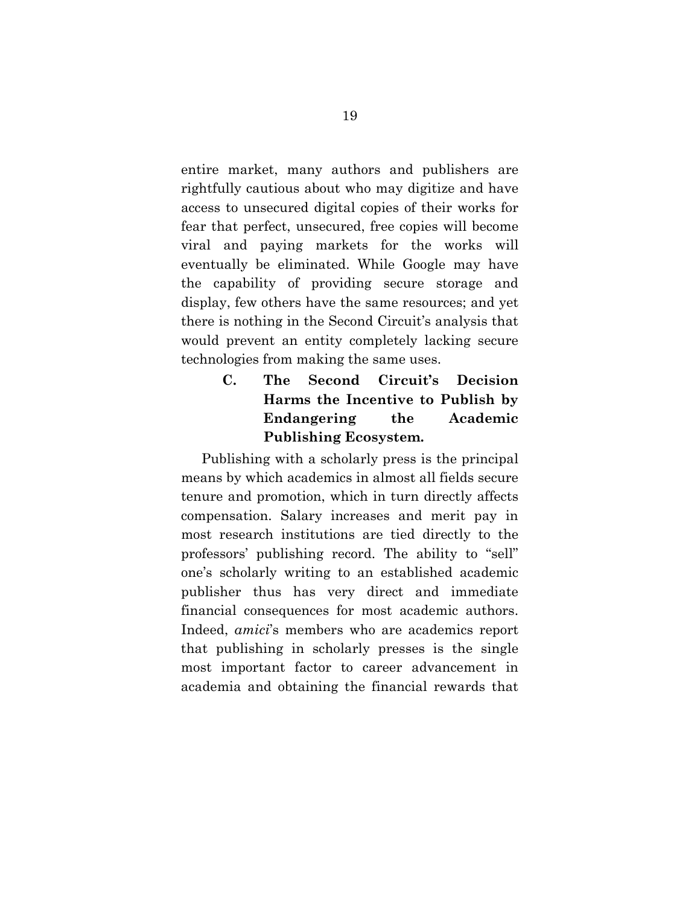entire market, many authors and publishers are rightfully cautious about who may digitize and have access to unsecured digital copies of their works for fear that perfect, unsecured, free copies will become viral and paying markets for the works will eventually be eliminated. While Google may have the capability of providing secure storage and display, few others have the same resources; and yet there is nothing in the Second Circuit's analysis that would prevent an entity completely lacking secure technologies from making the same uses.

### C. The Second Circuit's Decision Harms the Incentive to Publish by Endangering the Academic Publishing Ecosystem.

Publishing with a scholarly press is the principal means by which academics in almost all fields secure tenure and promotion, which in turn directly affects compensation. Salary increases and merit pay in most research institutions are tied directly to the professors' publishing record. The ability to "sell" one's scholarly writing to an established academic publisher thus has very direct and immediate financial consequences for most academic authors. Indeed, *amici*'s members who are academics report that publishing in scholarly presses is the single most important factor to career advancement in academia and obtaining the financial rewards that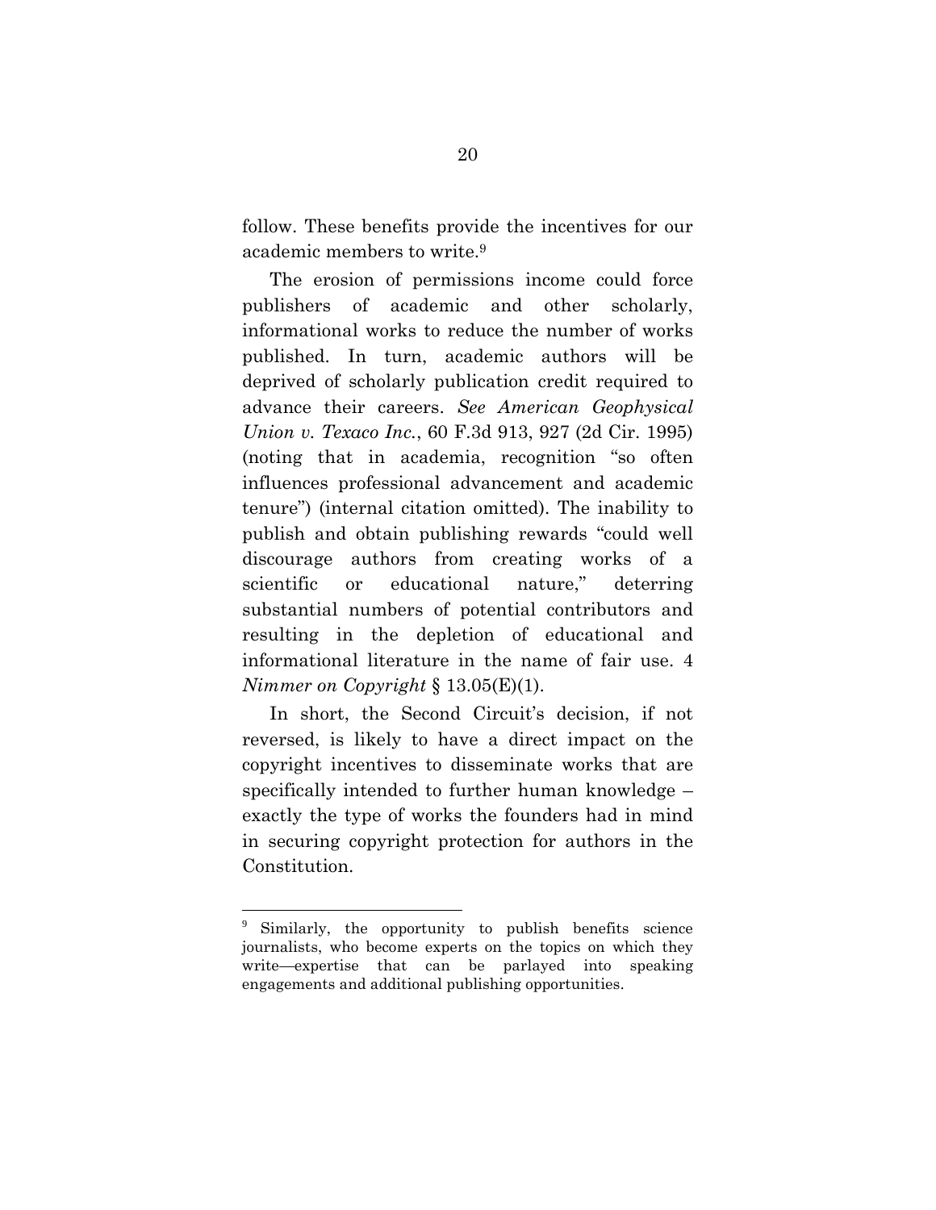follow. These benefits provide the incentives for our academic members to write.[9]

The erosion of permissions income could force publishers of academic and other scholarly, informational works to reduce the number of works published. In turn, academic authors will be deprived of scholarly publication credit required to advance their careers. *See American Geophysical Union v. Texaco Inc.*, 60 F.3d 913, 927 (2d Cir. 1995) (noting that in academia, recognition "so often influences professional advancement and academic tenure") (internal citation omitted). The inability to publish and obtain publishing rewards "could well discourage authors from creating works of a scientific or educational nature," deterring substantial numbers of potential contributors and resulting in the depletion of educational and informational literature in the name of fair use. 4 *Nimmer on Copyright* § 13.05(E)(1).

In short, the Second Circuit's decision, if not reversed, is likely to have a direct impact on the copyright incentives to disseminate works that are specifically intended to further human knowledge – exactly the type of works the founders had in mind in securing copyright protection for authors in the Constitution.

---

[9] Similarly, the opportunity to publish benefits science journalists, who become experts on the topics on which they write—expertise that can be parlayed into speaking engagements and additional publishing opportunities.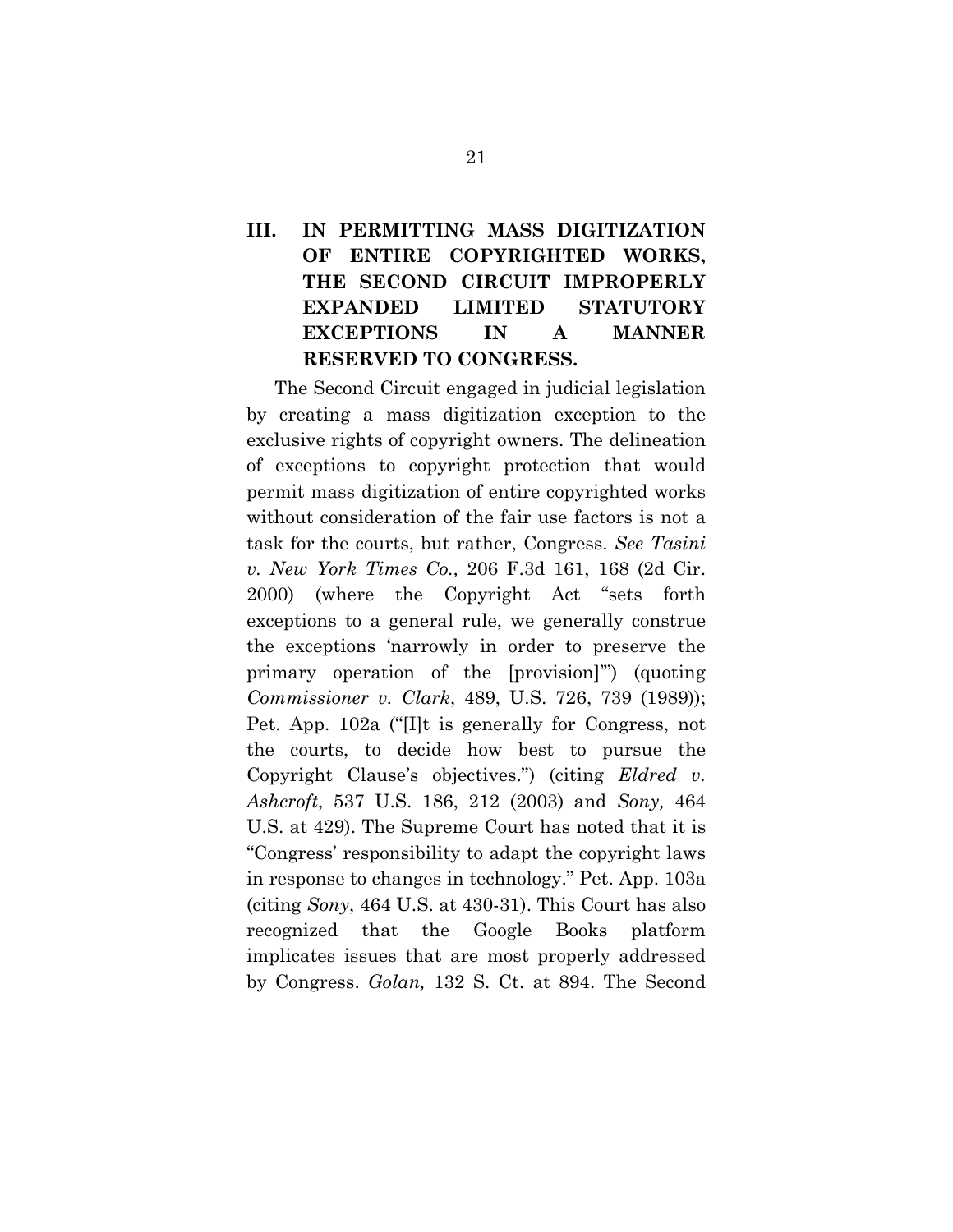## III. IN PERMITTING MASS DIGITIZATION OF ENTIRE COPYRIGHTED WORKS, THE SECOND CIRCUIT IMPROPERLY EXPANDED LIMITED STATUTORY EXCEPTIONS IN A MANNER RESERVED TO CONGRESS.

The Second Circuit engaged in judicial legislation by creating a mass digitization exception to the exclusive rights of copyright owners. The delineation of exceptions to copyright protection that would permit mass digitization of entire copyrighted works without consideration of the fair use factors is not a task for the courts, but rather, Congress. *See Tasini v. New York Times Co.,* 206 F.3d 161, 168 (2d Cir. 2000) (where the Copyright Act "sets forth exceptions to a general rule, we generally construe the exceptions 'narrowly in order to preserve the primary operation of the [provision]'") (quoting *Commissioner v. Clark*, 489, U.S. 726, 739 (1989)); Pet. App. 102a ("[I]t is generally for Congress, not the courts, to decide how best to pursue the Copyright Clause's objectives.") (citing *Eldred v. Ashcroft*, 537 U.S. 186, 212 (2003) and *Sony,* 464 U.S. at 429). The Supreme Court has noted that it is "Congress' responsibility to adapt the copyright laws in response to changes in technology." Pet. App. 103a (citing *Sony*, 464 U.S. at 430-31). This Court has also recognized that the Google Books platform implicates issues that are most properly addressed by Congress. *Golan,* 132 S. Ct. at 894. The Second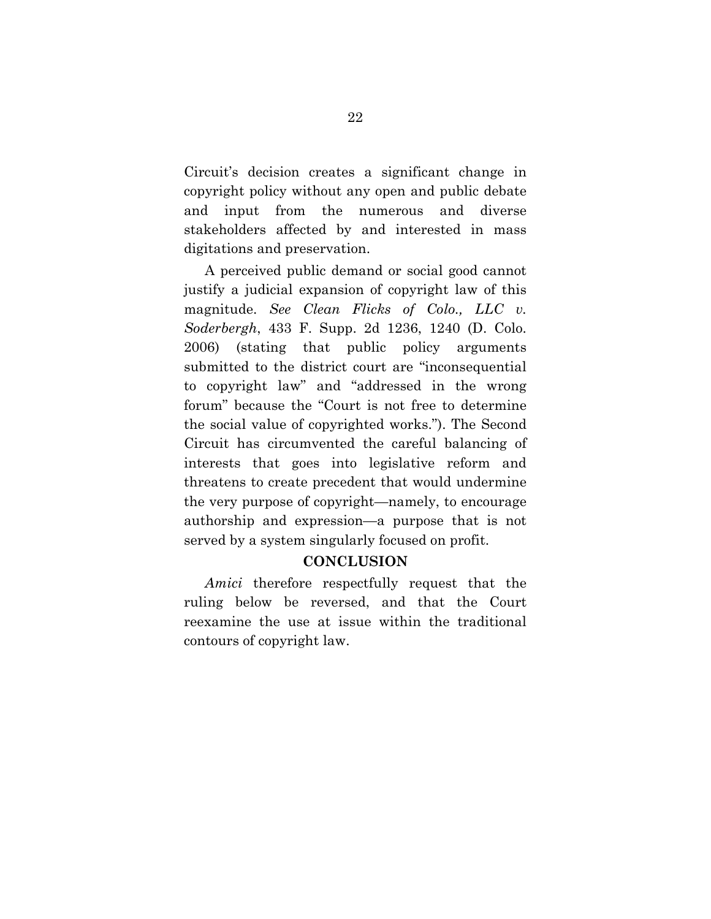Circuit's decision creates a significant change in copyright policy without any open and public debate and input from the numerous and diverse stakeholders affected by and interested in mass digitations and preservation.

A perceived public demand or social good cannot justify a judicial expansion of copyright law of this magnitude. *See Clean Flicks of Colo., LLC v. Soderbergh*, 433 F. Supp. 2d 1236, 1240 (D. Colo. 2006) (stating that public policy arguments submitted to the district court are "inconsequential to copyright law" and "addressed in the wrong forum" because the "Court is not free to determine the social value of copyrighted works."). The Second Circuit has circumvented the careful balancing of interests that goes into legislative reform and threatens to create precedent that would undermine the very purpose of copyright—namely, to encourage authorship and expression—a purpose that is not served by a system singularly focused on profit.

## CONCLUSION

*Amici* therefore respectfully request that the ruling below be reversed, and that the Court reexamine the use at issue within the traditional contours of copyright law.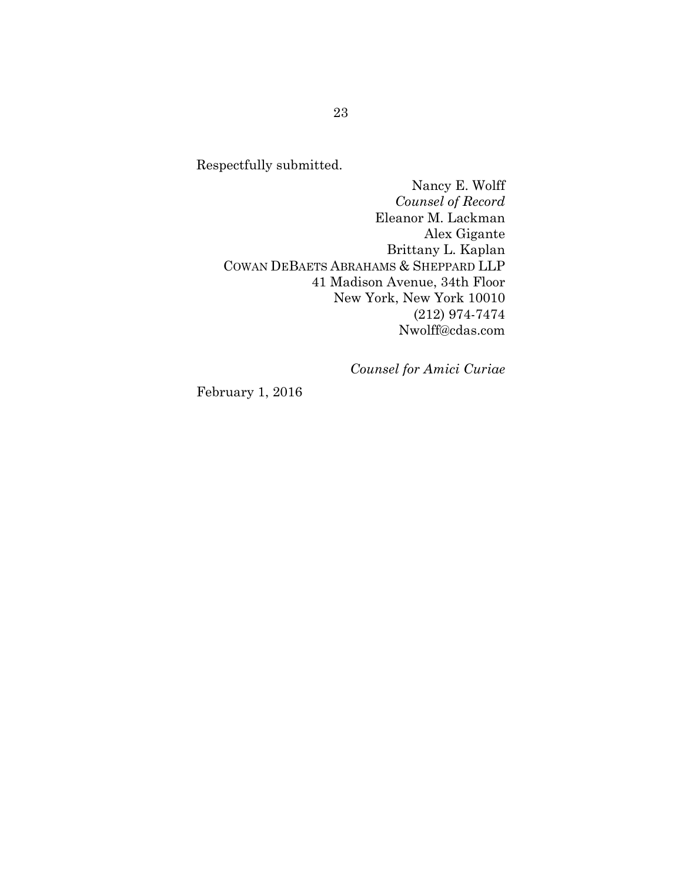Respectfully submitted.

Nancy E. Wolff
*Counsel of Record*
Eleanor M. Lackman
Alex Gigante
Brittany L. Kaplan
COWAN DEBAETS ABRAHAMS & SHEPPARD LLP
41 Madison Avenue, 34th Floor
New York, New York 10010
(212) 974-7474
Nwolff@cdas.com

*Counsel for Amici Curiae*

February 1, 2016